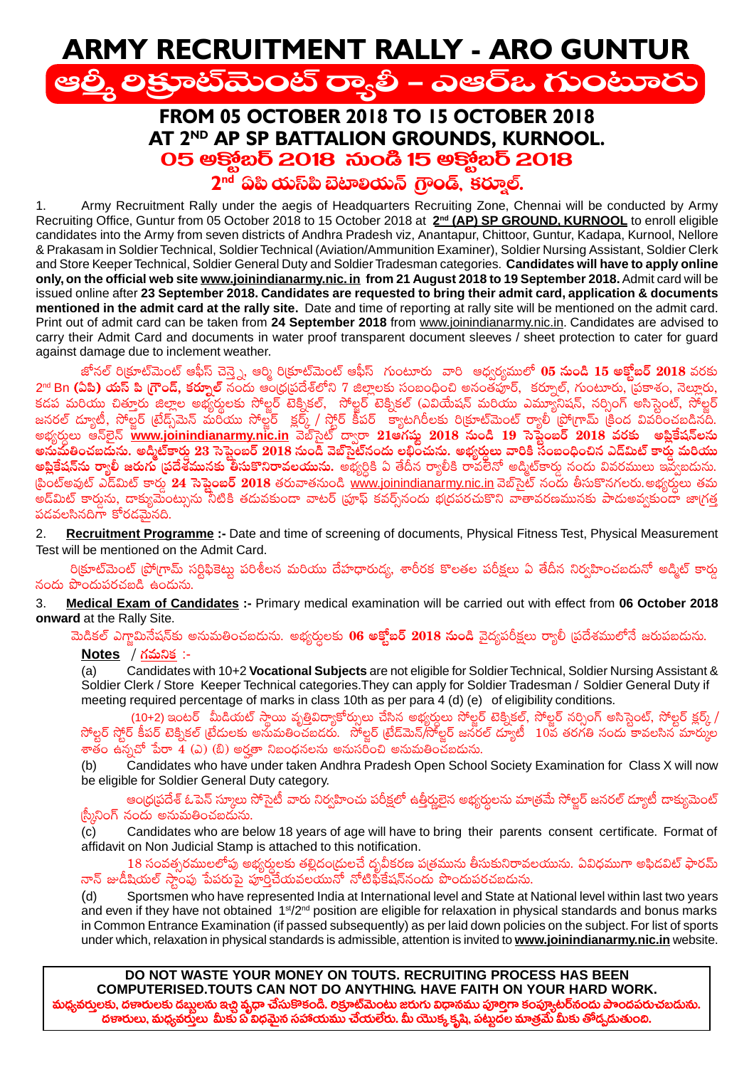# ARMY RECRUITMENT RALLY - ARO GUNTUR

# ఆర్మీ రిక్రూట్‌మెంట్ ర్యాలీ – ఎఆర్ఓ గుంటూరు

## FROM 05 OCTOBER 2018 TO 15 OCTOBER 2018
## AT 2ND AP SP BATTALION GROUNDS, KURNOOL.
## 05 అక్టోబర్ 2018 నుండి 15 అక్టోబర్ 2018
## 2nd ఏపి యస్‌పి బెటాలియన్ గ్రౌండ్, కర్నూల్.

1. Army Recruitment Rally under the aegis of Headquarters Recruiting Zone, Chennai will be conducted by Army Recruiting Office, Guntur from 05 October 2018 to 15 October 2018 at **2nd (AP) SP GROUND, KURNOOL** to enroll eligible candidates into the Army from seven districts of Andhra Pradesh viz, Anantapur, Chittoor, Guntur, Kadapa, Kurnool, Nellore & Prakasam in Soldier Technical, Soldier Technical (Aviation/Ammunition Examiner), Soldier Nursing Assistant, Soldier Clerk and Store Keeper Technical, Soldier General Duty and Soldier Tradesman categories. **Candidates will have to apply online only, on the official web site www.joinindianarmy.nic.in from 21 August 2018 to 19 September 2018.** Admit card will be issued online after **23 September 2018. Candidates are requested to bring their admit card, application & documents mentioned in the admit card at the rally site.** Date and time of reporting at rally site will be mentioned on the admit card. Print out of admit card can be taken from **24 September 2018** from www.joinindianarmy.nic.in. Candidates are advised to carry their Admit Card and documents in water proof transparent document sleeves / sheet protection to cater for guard against damage due to inclement weather.

జోనల్ రిక్రూట్‌మెంట్ ఆఫీస్ చెన్నై, ఆర్మీ రిక్రూట్‌మెంట్ ఆఫీస్ గుంటూరు వారి ఆధ్వర్యములో **05 నుండి 15 అక్టోబర్ 2018** వరకు 2nd Bn **(ఏపి) యస్ పి గ్రౌండ్, కర్నూల్** నందు ఆంధ్రప్రదేశ్‌లోని 7 జిల్లాలకు సంబంధించి అనంతపూర్, కర్నూల్, గుంటూరు, ప్రకాశం, నెల్లూరు, కడప మరియు చిత్తూరు జిల్లాల అభ్యర్థులకు సోల్జర్ టెక్నికల్, సోల్జర్ టెక్నికల్ (ఎవియేషన్ మరియు ఎమ్యూనిషన్, నర్సింగ్ అసిస్టెంట్, సోల్జర్ జనరల్ డ్యూటీ, సోల్జర్ ట్రేడ్స్‌మెన్ మరియు సోల్జర్ క్లర్క్ / స్టోర్ కీపర్ క్యాటగిరీలకు రిక్రూట్‌మెంట్ ర్యాలీ ప్రోగ్రామ్ క్రింద వివరించబడినది. అభ్యర్థులు ఆన్‌లైన్ **www.joinindianarmy.nic.in** వెబ్‌సైట్ ద్వారా **21ఆగష్టు 2018 నుండి 19 సెప్టెంబర్ 2018 వరకు అప్లికేషన్‌లను అనుమతించబడును. అడ్మిట్‌కార్డు 23 సెప్టెంబర్ 2018 నుండి వెబ్‌సైట్‌నందు లభించును. అభ్యర్థులు వారికి సంబంధించిన ఎడ్‌మిట్ కార్డు మరియు అప్లికేషన్‌ను ర్యాలీ జరుగు ప్రదేశమునకు తీసుకొనిరావలయును.** అభ్యర్థికి ఏ తేదీన ర్యాలీకి రావలెనో అడ్మిట్‌కార్డు నందు వివరములు ఇవ్వబడును. ప్రింట్‌అవుట్ ఎడ్‌మిట్ కార్డు **24 సెప్టెంబర్ 2018** తరువాతనుండి www.joinindianarmy.nic.in వెబ్‌సైట్ నందు తీసుకొనగలరు. అభ్యర్థులు తమ అడ్‌మిట్ కార్డును, డాక్యుమెంట్సును నీటికి తడువకుండా వాటర్ ప్రూఫ్ కవర్స్‌నందు భద్రపరచుకొని వాతావరణమునకు పాడుఅవ్వకుండా జాగ్రత్త పడవలసినదిగా కోరడమైనది.

2. **Recruitment Programme :-** Date and time of screening of documents, Physical Fitness Test, Physical Measurement Test will be mentioned on the Admit Card.

రిక్రూట్‌మెంట్ ప్రోగ్రామ్ సర్టిఫికెట్లు పరిశీలన మరియు దేహదారుఢ్య, శారీరక కొలతల పరీక్షలు ఏ తేదీన నిర్వహించబడునో అడ్మిట్ కార్డు నందు పొందుపరచబడి ఉండును.

3. **Medical Exam of Candidates :-** Primary medical examination will be carried out with effect from **06 October 2018 onward** at the Rally Site.

మెడికల్ ఎగ్జామినేషన్‌కు అనుమతించబడును. అభ్యర్థులకు **06 అక్టోబర్ 2018 నుండి** వైద్యపరీక్షలు ర్యాలీ ప్రదేశములోనే జరుపబడును.

**Notes** / గమనిక :-

(a) Candidates with 10+2 **Vocational Subjects** are not eligible for Soldier Technical, Soldier Nursing Assistant & Soldier Clerk / Store Keeper Technical categories. They can apply for Soldier Tradesman / Soldier General Duty if meeting required percentage of marks in class 10th as per para 4 (d) (e) of eligibility conditions.

(10+2) ఇంటర్ మీడియట్ స్థాయి వృత్తివిద్యాకోర్సులు చేసిన అభ్యర్థులు సోల్జర్ టెక్నికల్, సోల్జర్ నర్సింగ్ అసిస్టెంట్, సోల్జర్ క్లర్క్ / సోల్జర్ స్టోర్ కీపర్ టెక్నికల్ ట్రేడులకు అనుమతించబడరు. సోల్జర్ ట్రేడ్‌మెన్/సోల్జర్ జనరల్ డ్యూటీ 10వ తరగతి నందు కావలసిన మార్కుల శాతం ఉన్నచో పేరా 4 (ఎ) (బి) అర్హతా నిబంధనలను అనుసరించి అనుమతించబడును.

(b) Candidates who have under taken Andhra Pradesh Open School Society Examination for Class X will now be eligible for Soldier General Duty category.

ఆంధ్రప్రదేశ్ ఓపెన్ స్కూలు సోసైటీ వారు నిర్వహించు పరీక్షలో ఉత్తీర్ణులైన అభ్యర్థులను మాత్రమే సోల్జర్ జనరల్ డ్యూటీ డాక్యుమెంట్ స్క్రీనింగ్ నందు అనుమతించబడును.

(c) Candidates who are below 18 years of age will have to bring their parents consent certificate. Format of affidavit on Non Judicial Stamp is attached to this notification.

18 సంవత్సరములలోపు అభ్యర్థులకు తల్లిదండ్రులచే ధృవీకరణ పత్రమును తీసుకునిరావలయును. ఏవిధముగా అఫిడవిట్ ఫారమ్ నాన్ జుడీషియల్ స్టాంపు పేపరుపై పూర్తిచేయవలయునో నోటిఫికేషన్‌నందు పొందుపరచబడును.

(d) Sportsmen who have represented India at International level and State at National level within last two years and even if they have not obtained 1st/2nd position are eligible for relaxation in physical standards and bonus marks in Common Entrance Examination (if passed subsequently) as per laid down policies on the subject. For list of sports under which, relaxation in physical standards is admissible, attention is invited to **www.joinindianarmy.nic.in** website.

---

**DO NOT WASTE YOUR MONEY ON TOUTS. RECRUITING PROCESS HAS BEEN COMPUTERISED.TOUTS CAN NOT DO ANYTHING. HAVE FAITH ON YOUR HARD WORK.**

**మధ్యవర్తులకు, దళారులకు డబ్బులను ఇచ్చి వృధా చేసుకొనకండి. రిక్రూట్‌మెంటు జరుగు విధానము పూర్తిగా కంప్యూటర్‌నందు పొందపరుచబడును. దళారులు, మధ్యవర్తులు మీకు ఏ విధమైన సహాయము చేయలేరు. మీ యొక్క కృషి, పట్టుదల మాత్రమే మీకు తోడ్పడుతుంది.**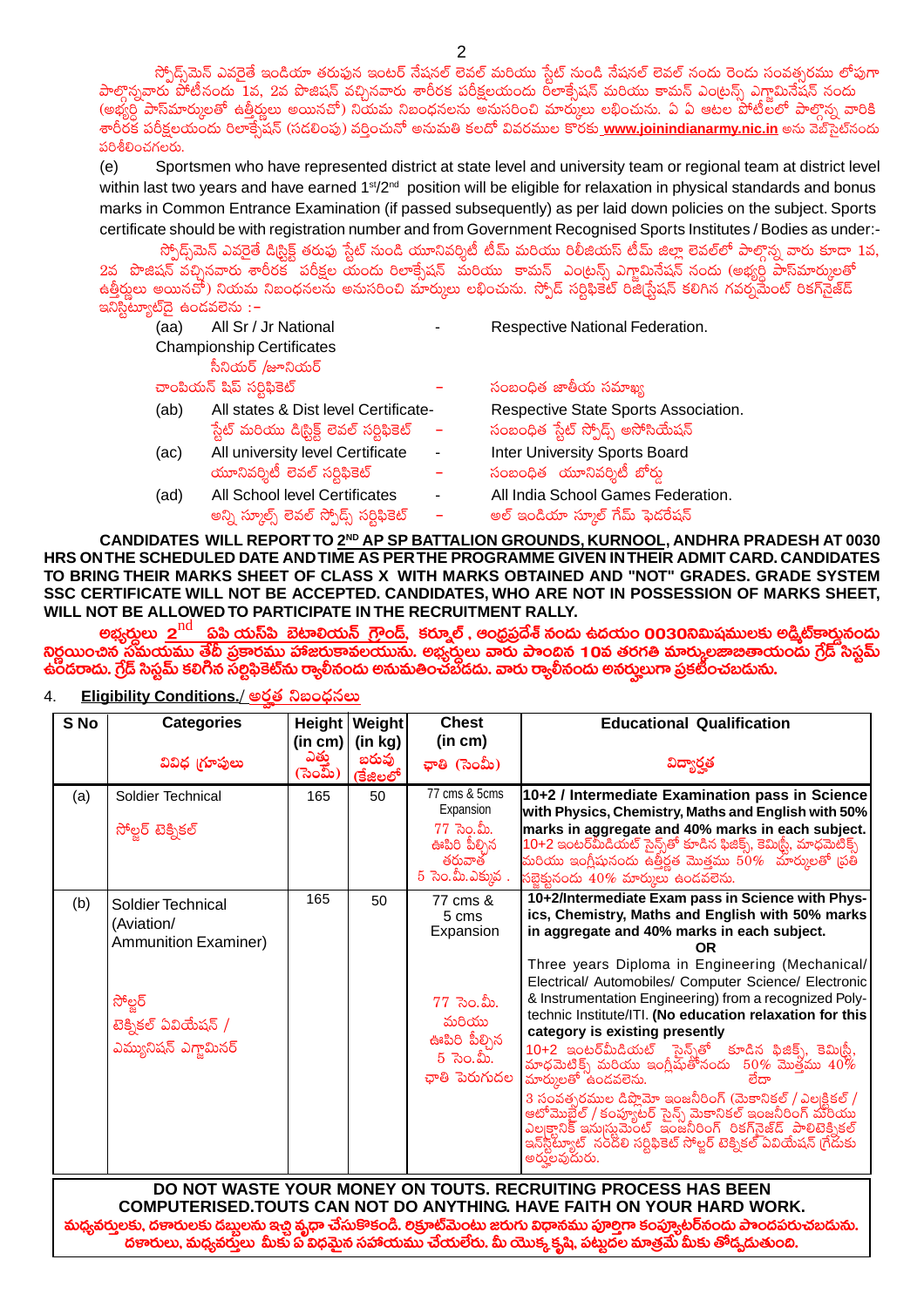స్పోర్ట్స్‌మెన్ ఎవరైతే ఇండియా తరుపున ఇంటర్ నేషనల్ లెవల్ మరియు స్టేట్ నుండి నేషనల్ లెవల్ నందు రెండు సంవత్సరము లోపుగా పాల్గొన్నవారు పోటీనందు 1వ, 2వ పొజిషన్ వచ్చినవారు శారీరక పరీక్షలయందు రిలాక్సేషన్ మరియు కామన్ ఎంట్రన్స్ ఎగ్జామినేషన్ నందు (అభ్యర్థి పాస్‌మార్కులతో ఉత్తీర్ణులు అయినచో) నియమ నిబంధనలను అనుసరించి మార్కులు లభించును. ఏ ఏ ఆటల పోటీలలో పాల్గొన్న వారికి శారీరక పరీక్షలయందు రిలాక్సేషన్ (సడలింపు) వర్తించునో అనుమతి కలదో వివరముల కొరకు **www.joinindianarmy.nic.in** అను వెబ్‌సైట్‌నందు పరిశీలించగలరు.

(e) Sportsmen who have represented district at state level and university team or regional team at district level within last two years and have earned 1st/2nd position will be eligible for relaxation in physical standards and bonus marks in Common Entrance Examination (if passed subsequently) as per laid down policies on the subject. Sports certificate should be with registration number and from Government Recognised Sports Institutes / Bodies as under:-

స్పోర్ట్స్‌మెన్ ఎవరైతే డిస్ట్రిక్ట్ తరుపు స్టేట్ నుండి యూనివర్సిటీ టీమ్ మరియు రీజియన్ టీమ్ జిల్లా లెవల్‌లో పాల్గొన్న వారు కూడా 1వ, 2వ పొజిషన్ వచ్చినవారు శారీరక పరీక్షల యందు రిలాక్సేషన్ మరియు కామన్ ఎంట్రన్స్ ఎగ్జామినేషన్ నందు (అభ్యర్థి పాస్‌మార్కులతో ఉత్తీర్ణులు అయినచో) నియమ నిబంధనలను అనుసరించి మార్కులు లభించును. స్పోర్ట్ సర్టిఫికెట్ రిజిస్ట్రేషన్ కలిగిన గవర్నమెంట్ రికగ్నైజ్‌డ్ ఇన్‌స్టిట్యూట్‌దై ఉండవలెను :-

(aa) All Sr / Jr National Championship Certificates - Respective National Federation.
సీనియర్ /జూనియర్ చాంపియన్ షిప్ సర్టిఫికెట్ – సంబంధిత జాతీయ సమాఖ్య

(ab) All states & Dist level Certificate - Respective State Sports Association.
స్టేట్ మరియు డిస్ట్రిక్ట్ లెవల్ సర్టిఫికెట్ – సంబంధిత స్టేట్ స్పోర్ట్స్ అసోసియేషన్

(ac) All university level Certificate - Inter University Sports Board
యూనివర్సిటీ లెవల్ సర్టిఫికెట్ – సంబంధిత యూనివర్సిటీ బోర్డు

(ad) All School level Certificates - All India School Games Federation.
అన్ని స్కూల్స్ లెవల్ స్పోర్ట్స్ సర్టిఫికెట్ – అల్ ఇండియా స్కూల్ గేమ్ ఫెడరేషన్

**CANDIDATES WILL REPORT TO 2ND AP SP BATTALION GROUNDS, KURNOOL, ANDHRA PRADESH AT 0030 HRS ON THE SCHEDULED DATE AND TIME AS PER THE PROGRAMME GIVEN IN THEIR ADMIT CARD. CANDIDATES TO BRING THEIR MARKS SHEET OF CLASS X WITH MARKS OBTAINED AND "NOT" GRADES. GRADE SYSTEM SSC CERTIFICATE WILL NOT BE ACCEPTED. CANDIDATES, WHO ARE NOT IN POSSESSION OF MARKS SHEET, WILL NOT BE ALLOWED TO PARTICIPATE IN THE RECRUITMENT RALLY.**

**అభ్యర్థులు 2nd ఏపి యస్‌పి బెటాలియన్ గ్రౌండ్, కర్నూల్, ఆంధ్రప్రదేశ్ నందు ఉదయం 0030నిమిషములకు అడ్మిట్‌కార్డునందు నిర్ణయించిన సమయము తేదీ ప్రకారము హాజరుకావలయును. అభ్యర్థులు వారు పొందిన 10వ తరగతి మార్కులజాబితాయందు గ్రేడ్ సిస్టమ్ ఉండరాదు. గ్రేడ్ సిస్టమ్ కలిగిన సర్టిఫికెట్‌ను ర్యాలీనందు అనుమతించబడదు. వారు ర్యాలీనందు అనర్హులుగా ప్రకటించబడును.**

## 4. Eligibility Conditions./ అర్హత నిబంధనలు

| S No | Categories<br>వివిధ గ్రూపులు | Height (in cm)<br>ఎత్తు (సెంమీ) | Weight (in kg)<br>బరువు (కేజీలలో | Chest (in cm)<br>ఛాతి (సెంమీ) | Educational Qualification<br>విద్యార్హత |
|---|---|---|---|---|---|
| (a) | Soldier Technical<br>సోల్జర్ టెక్నికల్ | 165 | 50 | 77 cms & 5cms Expansion<br>77 సెం.మీ. ఊపిరి పీల్చిన తరువాత 5 సెం.మీ.ఎక్కువ . | **10+2 / Intermediate Examination pass in Science with Physics, Chemistry, Maths and English with 50% marks in aggregate and 40% marks in each subject.**<br>10+2 ఇంటర్‌మీడియట్ సైన్స్‌తో కూడిన ఫిజిక్స్, కెమిస్ట్రీ, మాథమెటిక్స్ మరియు ఇంగ్లీషునందు ఉత్తీర్ణత మొత్తము 50% మార్కులతో ప్రతి సబ్జెక్టునందు 40% మార్కులు ఉండవలెను. |
| (b) | Soldier Technical (Aviation/ Ammunition Examiner)<br>సోల్జర్ టెక్నికల్ ఏవియేషన్ / ఎమ్యునిషన్ ఎగ్జామినర్ | 165 | 50 | 77 cms & 5 cms Expansion<br>77 సెం.మీ. మరియు ఊపిరి పీల్చిన 5 సెం.మీ. ఛాతి పెరుగుదల | **10+2/Intermediate Exam pass in Science with Physics, Chemistry, Maths and English with 50% marks in aggregate and 40% marks in each subject.**<br>**OR**<br>Three years Diploma in Engineering (Mechanical/ Electrical/ Automobiles/ Computer Science/ Electronic & Instrumentation Engineering) from a recognized Polytechnic Institute/ITI. **(No education relaxation for this category is existing presently**<br>10+2 ఇంటర్‌మీడియట్ సైన్స్‌తో కూడిన ఫిజిక్స్, కెమిస్ట్రీ, మాథమెటిక్స్ మరియు ఇంగ్లీషుతోనందు 50% మొత్తము 40% మార్కులతో ఉండవలెను. లేదా<br>3 సంవత్సరముల డిప్లొమో ఇంజనీరింగ్ (మెకానికల్ / ఎలక్ట్రికల్ / ఆటోమొబైల్ / కంప్యూటర్ సైన్స్ మెకానికల్ ఇంజనీరింగ్ మరియు ఎలక్ట్రానిక్ ఇనుస్ట్రుమెంట్ ఇంజనీరింగ్ రికగ్నైజ్‌డ్ పాలిటెక్నికల్ ఇన్‌స్టిట్యూట్ సంబంధి సర్టిఫికెట్ సోల్జర్ టెక్నికల్ ఏవియేషన్ గ్రేడుకు అర్హులవుదురు. |

**DO NOT WASTE YOUR MONEY ON TOUTS. RECRUITING PROCESS HAS BEEN COMPUTERISED.TOUTS CAN NOT DO ANYTHING. HAVE FAITH ON YOUR HARD WORK.**

**మధ్యవర్తులకు, దళారులకు డబ్బులను ఇచ్చి వృధా చేసుకొకండి. రిక్రూట్‌మెంటు జరుగు విధానము పూర్తిగా కంప్యూటర్‌నందు పొందపరుచబడును. దళారులు, మధ్యవర్తులు మీకు ఏ విధమైన సహాయము చేయలేరు. మీ యొక్క కృషి, పట్టుదల మాత్రమే మీకు తోడ్పడుతుంది.**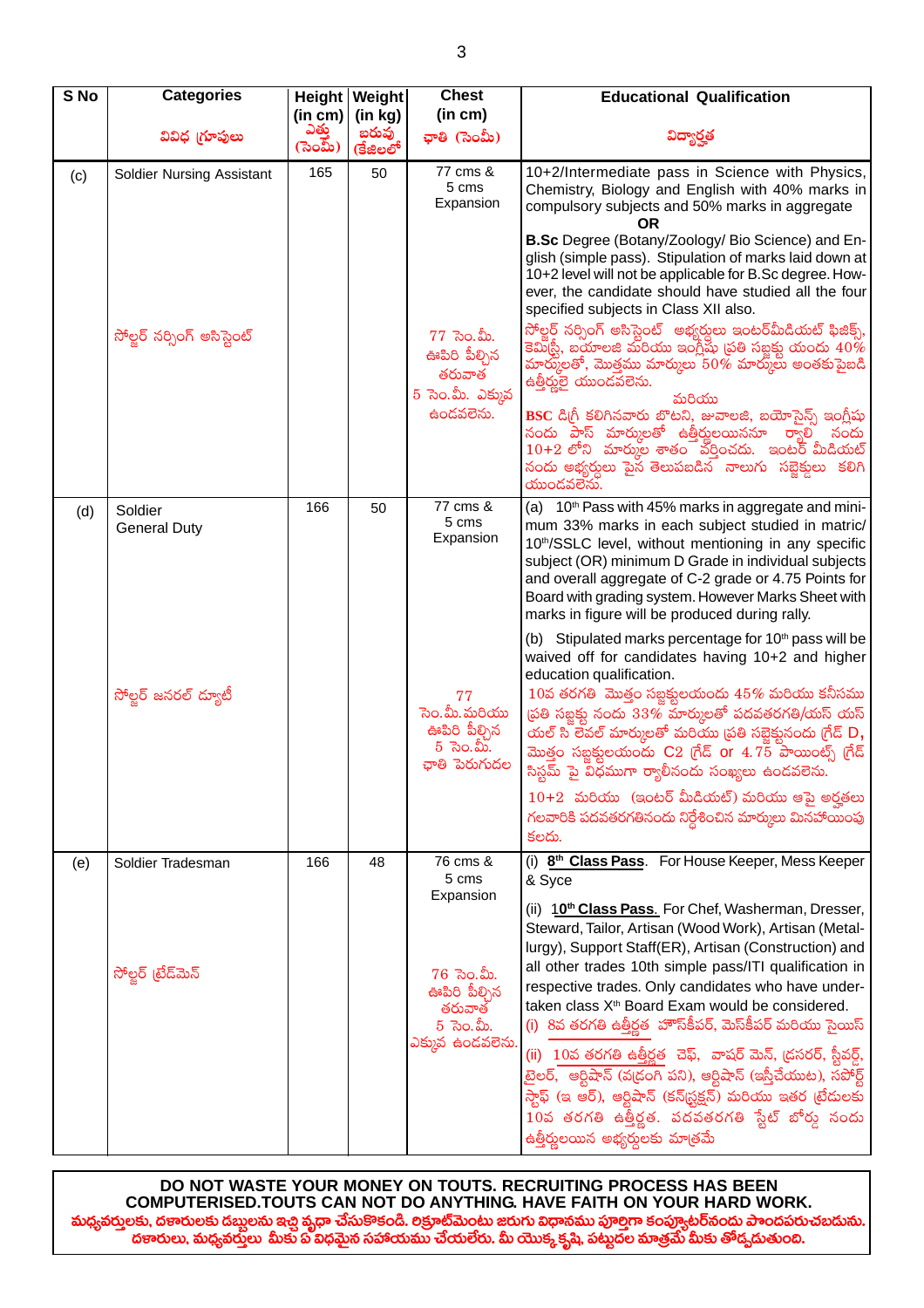| S No | Categories<br>వివిధ గ్రూపులు | Height (in cm)<br>ఎత్తు (సెంమీ) | Weight (in kg)<br>బరువు (కేజీలలో) | Chest (in cm)<br>ఛాతి (సెంమీ) | Educational Qualification<br>విద్యార్హత |
|---|---|---|---|---|---|
| (c) | Soldier Nursing Assistant<br><br>సోల్జర్ నర్సింగ్ అసిస్టెంట్ | 165 | 50 | 77 cms & 5 cms Expansion<br><br>77 సెం.మీ. ఊపిరి పీల్చిన తరువాత 5 సెం.మీ. ఎక్కువ ఉండవలెను. | 10+2/Intermediate pass in Science with Physics, Chemistry, Biology and English with 40% marks in compulsory subjects and 50% marks in aggregate<br>**OR**<br>**B.Sc** Degree (Botany/Zoology/ Bio Science) and English (simple pass). Stipulation of marks laid down at 10+2 level will not be applicable for B.Sc degree. However, the candidate should have studied all the four specified subjects in Class XII also.<br>సోల్జర్ నర్సింగ్ అసిస్టెంట్ అభ్యర్థులు ఇంటర్‌మీడియట్ ఫిజిక్స్, కెమిస్ట్రీ, బయాలజి మరియు ఇంగ్లీషు ప్రతి సబ్జెక్టు యందు 40% మార్కులతో, మొత్తము మార్కులు 50% మార్కులు అంతకుపైబడి ఉత్తీర్ణులై యుండవలెను.<br>మరియు<br>**BSC** డిగ్రీ కలిగినవారు బొటని, జువాలజి, బయోసైన్స్ ఇంగ్లీషు నందు పాస్ మార్కులతో ఉత్తీర్ణులయిననూ ర్యాలి నందు 10+2 లోని మార్కుల శాతం వర్తించదు. ఇంటర్ మీడియట్ నందు అభ్యర్థులు పైన తెలుపబడిన నాలుగు సబ్జెక్టులు కలిగి యుండవలెను. |
| (d) | Soldier General Duty<br><br>సోల్జర్ జనరల్ డ్యూటీ | 166 | 50 | 77 cms & 5 cms Expansion<br><br>77 సెం.మీ.మరియు ఊపిరి పీల్చిన 5 సెం.మీ. ఛాతి పెరుగుదల | (a) 10th Pass with 45% marks in aggregate and minimum 33% marks in each subject studied in matric/ 10th/SSLC level, without mentioning in any specific subject (OR) minimum D Grade in individual subjects and overall aggregate of C-2 grade or 4.75 Points for Board with grading system. However Marks Sheet with marks in figure will be produced during rally.<br>(b) Stipulated marks percentage for 10th pass will be waived off for candidates having 10+2 and higher education qualification.<br>10వ తరగతి మొత్తం సబ్జక్టులయందు 45% మరియు కనీసము ప్రతి సబ్జక్టు నందు 33% మార్కులతో పదవతరగతి/యస్ యస్ యల్ సి లెవెల్ మార్కులతో మరియు ప్రతి సబ్జెక్టునందు గ్రేడ్ D, మొత్తం సబ్జక్టులయందు C2 గ్రేడ్ or 4.75 పాయింట్స్ గ్రేడ్ సిస్టమ్ పై విధముగా ర్యాలీనందు సంఖ్యలు ఉండవలెను.<br>10+2 మరియు (ఇంటర్ మీడియట్) మరియు ఆపై అర్హతలు గలవారికి పదవతరగతినందు నిర్దేశించిన మార్కులు మినహాయింపు కలదు. |
| (e) | Soldier Tradesman<br><br>సోల్జర్ ట్రేడ్‌మెన్ | 166 | 48 | 76 cms & 5 cms Expansion<br><br>76 సెం.మీ. ఊపిరి పీల్చిన తరువాత 5 సెం.మీ. ఎక్కువ ఉండవలెను. | (i) **8th Class Pass**. For House Keeper, Mess Keeper & Syce<br>(ii) **10th Class Pass**. For Chef, Washerman, Dresser, Steward, Tailor, Artisan (Wood Work), Artisan (Metallurgy), Support Staff(ER), Artisan (Construction) and all other trades 10th simple pass/ITI qualification in respective trades. Only candidates who have undertaken class Xth Board Exam would be considered.<br>(i) 8వ తరగతి ఉత్తీర్ణత హౌస్‌కీపర్, మెస్‌కీపర్ మరియు సైయిస్<br>(ii) 10వ తరగతి ఉత్తీర్ణత చెఫ్, వాషర్ మెన్, డ్రసరర్, స్టీవర్డ్, టైలర్, ఆర్టిషాన్ (వడ్రంగి పని), ఆర్టిషాన్ (ఇస్త్రీచేయుట), సపోర్ట్ స్టాఫ్ (ఇ ఆర్), ఆర్టిషాన్ (కన్‌స్ట్రక్షన్) మరియు ఇతర ట్రేడులకు 10వ తరగతి ఉత్తీర్ణత. పదవతరగతి స్టేట్ బోర్డు నందు ఉత్తీర్ణులయిన అభ్యర్థులకు మాత్రమే |

**DO NOT WASTE YOUR MONEY ON TOUTS. RECRUITING PROCESS HAS BEEN COMPUTERISED.TOUTS CAN NOT DO ANYTHING. HAVE FAITH ON YOUR HARD WORK.**
**మధ్యవర్తులకు, దళారులకు డబ్బులను ఇచ్చి వృధా చేసుకొనకండి. రిక్రూట్‌మెంటు జరుగు విధానము పూర్తిగా కంప్యూటర్‌నందు పొందపరుచబడును. దళారులు, మధ్యవర్తులు మీకు ఏ విధమైన సహాయము చేయలేరు. మీ యొక్క కృషి, పట్టుదల మాత్రమే మీకు తోడ్పడుతుంది.**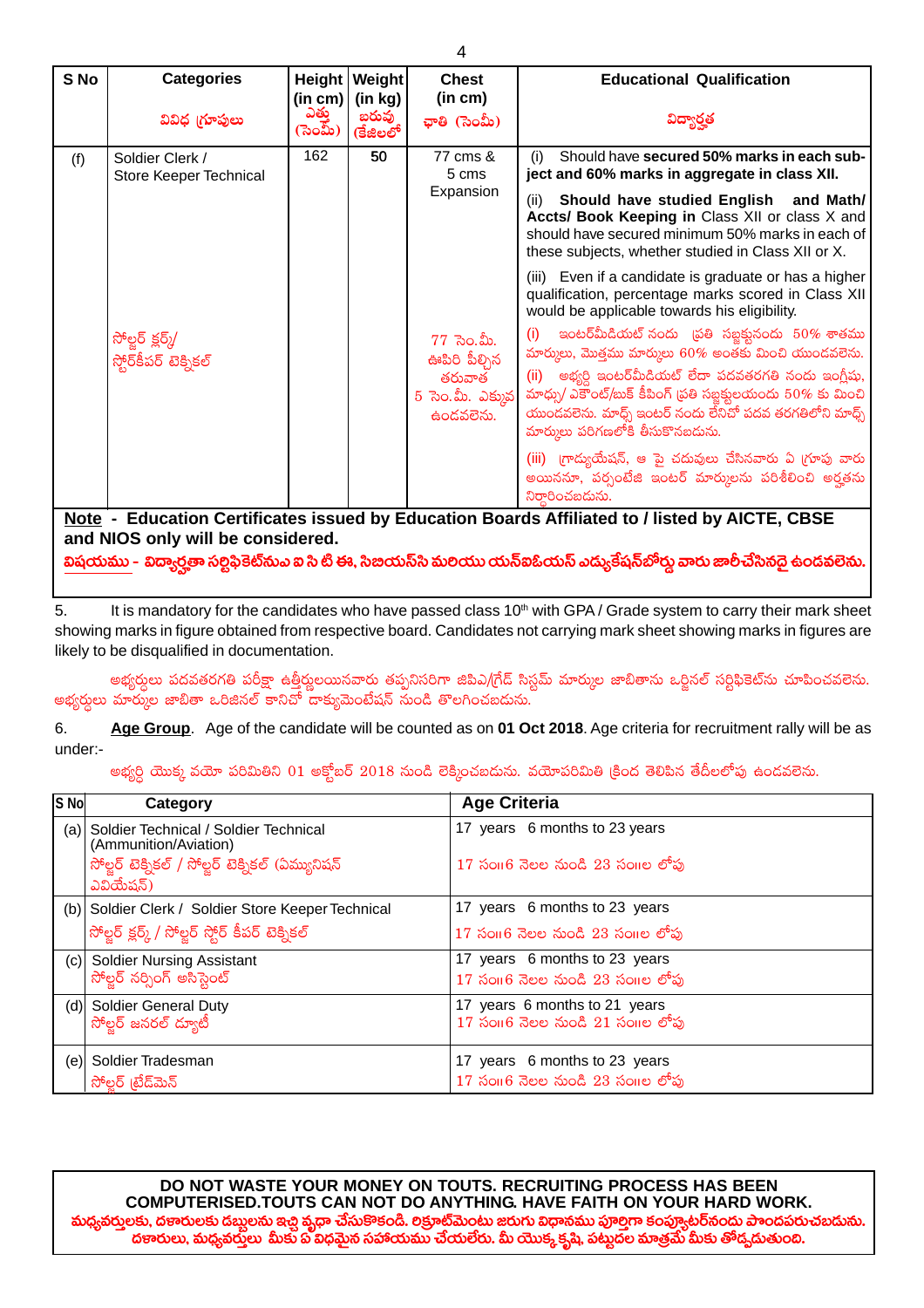| S No | Categories<br>వివిధ గ్రూపులు | Height (in cm)<br>ఎత్తు (సెంమీ) | Weight (in kg)<br>బరువు (కేజీలలో | Chest (in cm)<br>ఛాతి (సెంమీ) | Educational Qualification<br>విద్యార్హత |
|---|---|---|---|---|---|
| (f) | Soldier Clerk / Store Keeper Technical<br><br>సోల్జర్ క్లర్క్/ స్టోర్‌కీపర్ టెక్నికల్ | 162 | 50 | 77 cms & 5 cms Expansion<br><br>77 సెం.మీ. ఊపిరి పీల్చిన తరువాత 5 సెం.మీ. ఎక్కువ ఉండవలెను. | (i) Should have **secured 50% marks in each subject and 60% marks in aggregate in class XII.**<br>(ii) **Should have studied English and Math/ Accts/ Book Keeping in** Class XII or class X and should have secured minimum 50% marks in each of these subjects, whether studied in Class XII or X.<br>(iii) Even if a candidate is graduate or has a higher qualification, percentage marks scored in Class XII would be applicable towards his eligibility.<br>(i) ఇంటర్‌మీడియట్ నందు ప్రతి సబ్జక్టునందు 50% శాతము మార్కులు, మొత్తము మార్కులు 60% అంతకు మించి యుండవలెను.<br>(ii) అభ్యర్థి ఇంటర్‌మీడియట్ లేదా పదవతరగతి నందు ఇంగ్లీషు, మాథ్సు/ ఎకౌంట్/బుక్ కీపింగ్ ప్రతి సబ్జక్టులయందు 50% కు మించి యుండవలెను. మాథ్స్ ఇంటర్ నందు లేనిచో పదవ తరగతిలోని మాథ్స్ మార్కులు పరిగణలోకి తీసుకొనబడును.<br>(iii) గ్రాడ్యుయేషన్, ఆ పై చదువులు చేసినవారు ఏ గ్రూపు వారు అయిననూ, పర్సంటేజి ఇంటర్ మార్కులను పరిశీలించి అర్హతను నిర్ధారించబడును. |

**Note - Education Certificates issued by Education Boards Affiliated to / listed by AICTE, CBSE and NIOS only will be considered.**

**విషయము - విద్యార్హతా సర్టిఫికెట్‌నుఎ ఐ సి టి ఈ, సిబియస్‌సి మరియు యన్ఐఓయస్ ఎడ్యుకేషన్‌బోర్డు వారు జారీచేసినదై ఉండవలెను.**

5. It is mandatory for the candidates who have passed class 10th with GPA / Grade system to carry their mark sheet showing marks in figure obtained from respective board. Candidates not carrying mark sheet showing marks in figures are likely to be disqualified in documentation.

అభ్యర్థులు పదవతరగతి పరీక్షా ఉత్తీర్ణులయినవారు తప్పనిసరిగా జిపిఎ/గ్రేడ్ సిస్టమ్ మార్కుల జాబితాను ఒర్జినల్ సర్టిఫికెట్‌ను చూపించవలెను. అభ్యర్థులు మార్కుల జాబితా ఒరిజినల్ కానిచో డాక్యుమెంటేషన్ నుండి తొలగించబడును.

6. **Age Group**. Age of the candidate will be counted as on **01 Oct 2018**. Age criteria for recruitment rally will be as under:-

అభ్యర్థి యొక్క వయో పరిమితిని 01 అక్టోబర్ 2018 నుండి లెక్కించబడును. వయోపరిమితి క్రింద తెలిపిన తేదీలలోపు ఉండవలెను.

| S No | Category | Age Criteria |
|---|---|---|
| (a) | Soldier Technical / Soldier Technical (Ammunition/Aviation)<br>సోల్జర్ టెక్నికల్ / సోల్జర్ టెక్నికల్ (ఏమ్యునిషన్ ఎవియేషన్) | 17 years 6 months to 23 years<br>17 సం॥6 నెలల నుండి 23 సం॥ల లోపు |
| (b) | Soldier Clerk / Soldier Store Keeper Technical<br>సోల్జర్ క్లర్క్ / సోల్జర్ స్టోర్ కీపర్ టెక్నికల్ | 17 years 6 months to 23 years<br>17 సం॥6 నెలల నుండి 23 సం॥ల లోపు |
| (c) | Soldier Nursing Assistant<br>సోల్జర్ నర్సింగ్ అసిస్టెంట్ | 17 years 6 months to 23 years<br>17 సం॥6 నెలల నుండి 23 సం॥ల లోపు |
| (d) | Soldier General Duty<br>సోల్జర్ జనరల్ డ్యూటీ | 17 years 6 months to 21 years<br>17 సం॥6 నెలల నుండి 21 సం॥ల లోపు |
| (e) | Soldier Tradesman<br>సోల్జర్ ట్రేడ్‌మెన్ | 17 years 6 months to 23 years<br>17 సం॥6 నెలల నుండి 23 సం॥ల లోపు |

**DO NOT WASTE YOUR MONEY ON TOUTS. RECRUITING PROCESS HAS BEEN COMPUTERISED.TOUTS CAN NOT DO ANYTHING. HAVE FAITH ON YOUR HARD WORK.**

**మధ్యవర్తులకు, దళారులకు డబ్బులను ఇచ్చి వృధా చేసుకొనకండి. రిక్రూట్‌మెంటు జరుగు విధానము పూర్తిగా కంప్యూటర్‌నందు పొందపరుచబడును. దళారులు, మధ్యవర్తులు మీకు ఏ విధమైన సహాయము చేయలేరు. మీ యొక్క కృషి, పట్టుదల మాత్రమే మీకు తోడ్పడుతుంది.**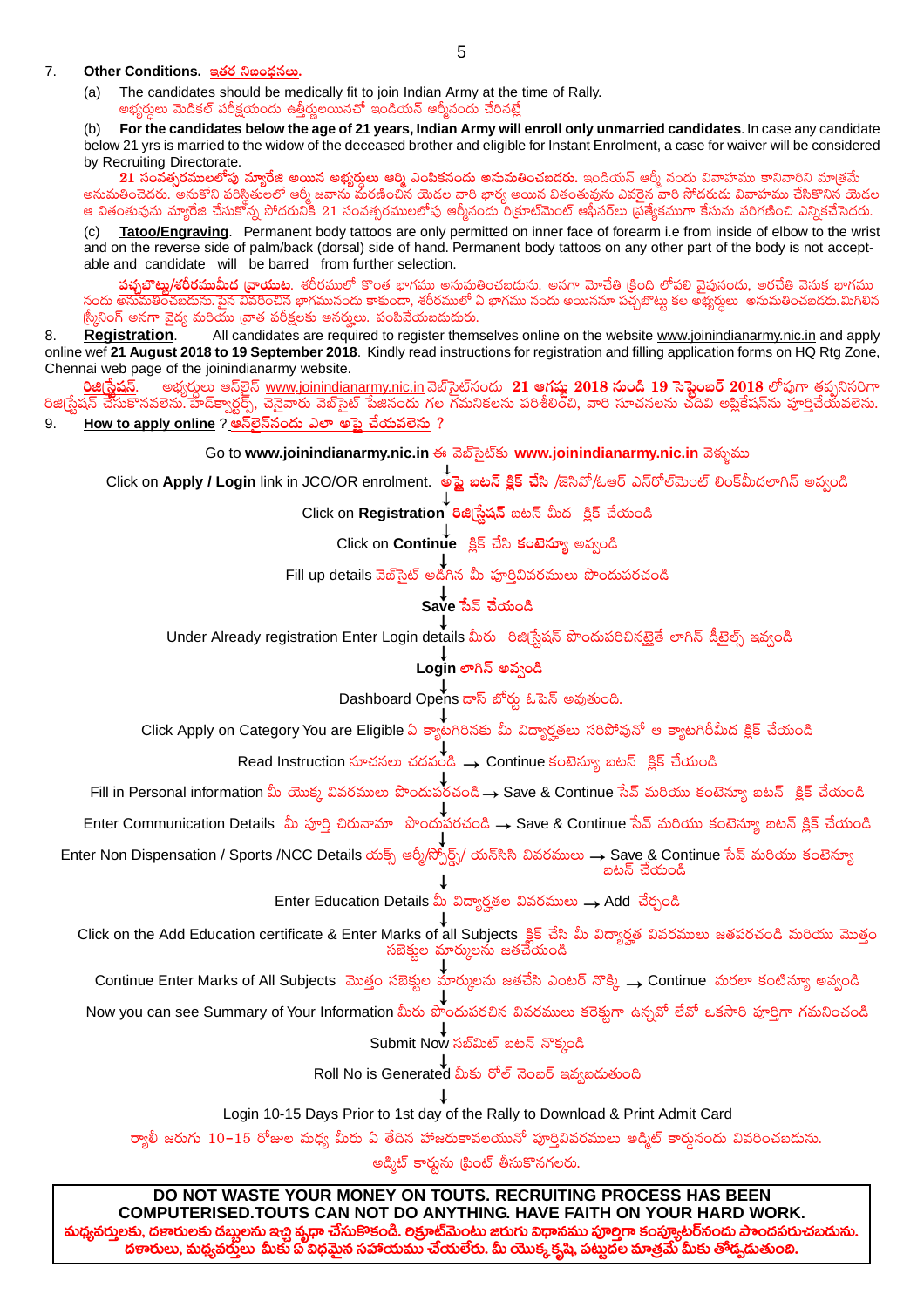7. **Other Conditions.** **ఇతర నిబంధనలు.**

(a) The candidates should be medically fit to join Indian Army at the time of Rally.
అభ్యర్థులు మెడికల్ పరీక్షయందు ఉత్తీర్ణులయినచో ఇండియన్ ఆర్మీనందు చేరినట్లే

(b) **For the candidates below the age of 21 years, Indian Army will enroll only unmarried candidates**. In case any candidate below 21 yrs is married to the widow of the deceased brother and eligible for Instant Enrolment, a case for waiver will be considered by Recruiting Directorate.

**21 సంవత్సరములలోపు మ్యారేజి అయిన అభ్యర్థులు ఆర్మీ ఎంపికనందు అనుమతించబడరు.** ఇండియన్ ఆర్మీ నందు వివాహము కానివారిని మాత్రమే అనుమతించెదరు. అనుకోని పరిస్థితులలో ఆర్మీ జవాను మరణించిన యెడల వారి భార్య అయిన వితంతువును ఎవరైన వారి సోదరుడు వివాహము చేసికొనిన యెడల ఆ వితంతువును మ్యారేజి చేసుకొన్న సోదరునికి 21 సంవత్సరములలోపు ఆర్మీనందు రిక్రూట్‌మెంట్ ఆఫీసర్‌లు ప్రత్యేకముగా కేసును పరిగణించి ఎన్నికచేసెదరు.

(c) **Tatoo/Engraving**. Permanent body tattoos are only permitted on inner face of forearm i.e from inside of elbow to the wrist and on the reverse side of palm/back (dorsal) side of hand. Permanent body tattoos on any other part of the body is not acceptable and candidate will be barred from further selection.

**పచ్చబొట్టు/శరీరముమీద వ్రాయుట.** శరీరములో కొంత భాగము అనుమతించబడును. అనగా మోచేతి క్రింది లోపలి వైపునందు, అరచేతి వెనుక భాగము నందు అనుమతించబడును. పైన వివరించిన భాగమునందు కాకుండా, శరీరములో ఏ భాగము నందు అయిననూ పచ్చబొట్టు కల అభ్యర్థులు అనుమతించబడరు.మిగిలిన స్క్రీనింగ్ అనగా వైద్య మరియు వ్రాత పరీక్షలకు అనర్హులు. పంపివేయబడుదురు.

8. **Registration**. All candidates are required to register themselves online on the website www.joinindianarmy.nic.in and apply online wef **21 August 2018 to 19 September 2018**. Kindly read instructions for registration and filling application forms on HQ Rtg Zone, Chennai web page of the joinindianarmy website.

**రిజిస్ట్రేషన్.** అభ్యర్థులు ఆన్‌లైన్ www.joinindianarmy.nic.in వెబ్‌సైట్‌నందు **21 ఆగష్టు 2018 నుండి 19 సెప్టెంబర్ 2018** లోపుగా తప్పనిసరిగా రిజిస్ట్రేషన్ చేసుకొనవలెను. హెడ్‌క్వార్టర్స్, చెన్నైవారు వెబ్‌సైట్ పేజినందు గల గమనికలను పరిశీలించి, వారి సూచనలను చదివి అప్లికేషన్‌ను పూర్తిచేయవలెను.

9. **How to apply online ? ఆన్‌లైన్‌నందు ఎలా అప్లై చేయవలెను ?**

Go to **www.joinindianarmy.nic.in** ఈ వెబ్‌సైట్‌కు **www.joinindianarmy.nic.in** వెళ్ళుము

↓

Click on **Apply / Login** link in JCO/OR enrolment. **అప్లై బటన్ క్లిక్ చేసి** /జెసివో/ఓఆర్ ఎన్‌రోల్‌మెంట్ లింక్‌మీదలాగిన్ అవ్వండి

↓

Click on **Registration** **రిజిస్ట్రేషన్** బటన్ మీద క్లిక్ చేయండి

↓

Click on **Continue** క్లిక్ చేసి **కంటిన్యూ** అవ్వండి

↓

Fill up details వెబ్‌సైట్ అడిగిన మీ పూర్తివివరములు పొందుపరచండి

↓

**Save** **సేవ్ చేయండి**

↓

Under Already registration Enter Login details మీరు రిజిస్ట్రేషన్ పొందుపరిచినట్లైతే లాగిన్ డీటైల్స్ ఇవ్వండి

↓

**Login** **లాగిన్ అవ్వండి**

↓

Dashboard Opens డాష్ బోర్డు ఓపెన్ అవుతుంది.

↓

Click Apply on Category You are Eligible ఏ క్యాటగిరినకు మీ విద్యార్హతలు సరిపోవునో ఆ క్యాటగిరీమీద క్లిక్ చేయండి

↓

Read Instruction సూచనలు చదవండి → Continue కంటెన్యూ బటన్ క్లిక్ చేయండి

↓

Fill in Personal information మీ యొక్క వివరములు పొందుపరచండి → Save & Continue సేవ్ మరియు కంటెన్యూ బటన్ క్లిక్ చేయండి

↓

Enter Communication Details మీ పూర్తి చిరునామా పొందుపరచండి → Save & Continue సేవ్ మరియు కంటెన్యూ బటన్ క్లిక్ చేయండి

↓

Enter Non Dispensation / Sports /NCC Details యక్స్ ఆర్మీ/స్పోర్ట్స్/ యన్‌సిసి వివరములు → Save & Continue సేవ్ మరియు కంటెన్యూ బటన్ చేయండి

↓

Enter Education Details మీ విద్యార్హతల వివరములు → Add చేర్చండి

↓

Click on the Add Education certificate & Enter Marks of all Subjects క్లిక్ చేసి మీ విద్యార్హత వివరములు జతపరచండి మరియు మొత్తం సబెక్టుల మార్కులను జతచేయండి

↓

Continue Enter Marks of All Subjects మొత్తం సబెక్టుల మార్కులను జతచేసి ఎంటర్ నొక్కి → Continue మరలా కంటిన్యూ అవ్వండి

↓

Now you can see Summary of Your Information మీరు పొందుపరచిన వివరములు కరెక్టుగా ఉన్నవో లేవో ఒకసారి పూర్తిగా గమనించండి

↓

Submit Now సబ్‌మిట్ బటన్ నొక్కండి

↓

Roll No is Generated మీకు రోల్ నెంబర్ ఇవ్వబడుతుంది

↓

Login 10-15 Days Prior to 1st day of the Rally to Download & Print Admit Card

ర్యాలీ జరుగు 10–15 రోజుల మధ్య మీరు ఏ తేదిన హాజరుకావలయునో పూర్తివివరములు అడ్మిట్ కార్డునందు వివరించబడును. అడ్మిట్ కార్డును ప్రింట్ తీసుకొనగలరు.

**DO NOT WASTE YOUR MONEY ON TOUTS. RECRUITING PROCESS HAS BEEN COMPUTERISED.TOUTS CAN NOT DO ANYTHING. HAVE FAITH ON YOUR HARD WORK.**

**మధ్యవర్తులకు, దళారులకు డబ్బులను ఇచ్చి వృధా చేసుకోకండి. రిక్రూట్‌మెంటు జరుగు విధానము పూర్తిగా కంప్యూటర్‌నందు పొందపరుచబడును. దళారులు, మధ్యవర్తులు మీకు ఏ విధమైన సహాయము చేయలేరు. మీ యొక్క కృషి, పట్టుదల మాత్రమే మీకు తోడ్పడుతుంది.**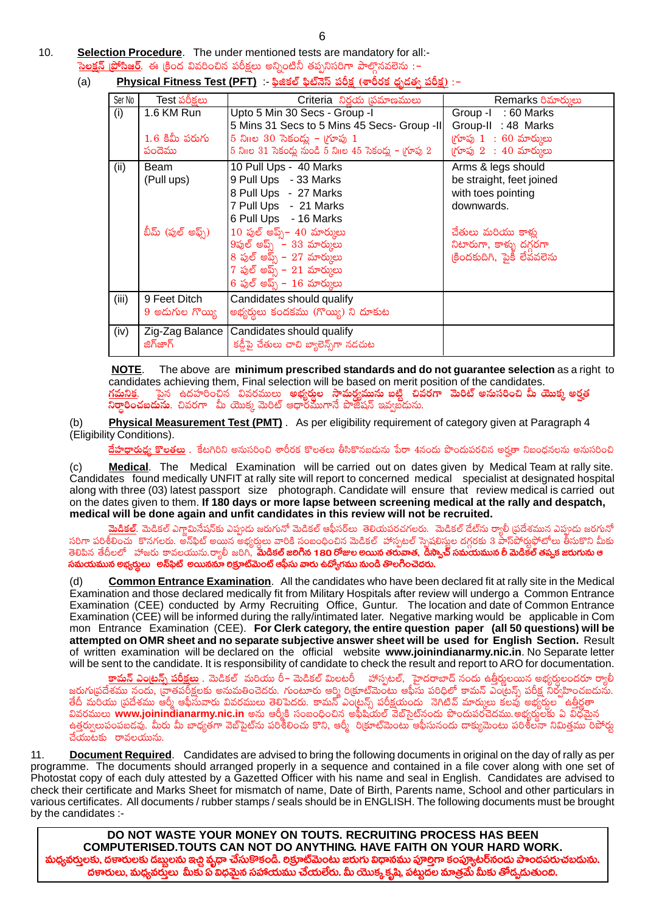10. **Selection Procedure**. The under mentioned tests are mandatory for all:-
సెలక్షన్ ప్రోసీజర్. ఈ క్రింద వివరించిన పరీక్షలు అన్నింటిని తప్పనిసరిగా పాల్గొనవలెను :-

(a) **Physical Fitness Test (PFT)** :- **ఫిజికల్ ఫిట్‌నెస్ పరీక్ష (శారీరక ధృడత్వ పరీక్ష)** :-

| Ser No | Test పరీక్షలు | Criteria నిర్ణయ ప్రమాణములు | Remarks రిమార్కులు |
|---|---|---|---|
| (i) | 1.6 KM Run<br><br>1.6 కిమీ పరుగు పందెము | Upto 5 Min 30 Secs - Group -I<br>5 Mins 31 Secs to 5 Mins 45 Secs- Group -II<br>5 ని॥ల 30 సెకండ్లు – గ్రూపు 1<br>5 ని॥ల 31 సెకండ్ల నుండి 5 ని॥ల 45 సెకండ్లు – గ్రూపు 2 | Group -I : 60 Marks<br>Group-II : 48 Marks<br>గ్రూపు 1 : 60 మార్కులు<br>గ్రూపు 2 : 40 మార్కులు |
| (ii) | Beam<br>(Pull ups)<br><br>బీమ్ (పుల్ అప్స్) | 10 Pull Ups - 40 Marks<br>9 Pull Ups - 33 Marks<br>8 Pull Ups - 27 Marks<br>7 Pull Ups - 21 Marks<br>6 Pull Ups - 16 Marks<br>10 పుల్ అప్స్– 40 మార్కులు<br>9పుల్ అప్స్ – 33 మార్కులు<br>8 పుల్ అప్స్ – 27 మార్కులు<br>7 పుల్ అప్స్ – 21 మార్కులు<br>6 పుల్ అప్స్ – 16 మార్కులు | Arms & legs should be straight, feet joined with toes pointing downwards.<br><br>చేతులు మరియు కాళ్లు నిటారుగా, కాళ్ళు దగ్గరగా క్రిందకుదిని, పైకి లేవవలెను |
| (iii) | 9 Feet Ditch<br>9 అడుగుల గొయ్యి | Candidates should qualify<br>అభ్యర్థులు కందకము (గొయ్యి) ని దూకుట | |
| (iv) | Zig-Zag Balance<br>జిగ్‌జాగ్ | Candidates should qualify<br>కడ్డీపై చేతులు చాచి బ్యాలెన్స్‌గా నడచుట | |

**NOTE**. The above are **minimum prescribed standards and do not guarantee selection** as a right to candidates achieving them, Final selection will be based on merit position of the candidates.
గమనిక. పైన ఉదహరించిన వివరములు **అభ్యర్థుల సామర్థ్యమును బట్టి చివరగా మెరిట్ అనుసరించి మీ యొక్క అర్హత నిర్ధారించబడును**. చివరగా మీ యొక్క మెరిట్ ఆధారముగానే పొజిషన్ ఇవ్వబడును.

(b) **Physical Measurement Test (PMT)** . As per eligibility requirement of category given at Paragraph 4 (Eligibility Conditions).

దేహధారుఢ్య కొలతలు . కేటగిరిని అనుసరించి శారీరక కొలతలు తీసికొనబడును పేరా 4నందు పొందుపరచిన అర్హతా నిబంధనలను అనుసరించి

(c) **Medical**. The Medical Examination will be carried out on dates given by Medical Team at rally site. Candidates found medically UNFIT at rally site will report to concerned medical specialist at designated hospital along with three (03) latest passport size photograph. Candidate will ensure that review medical is carried out on the dates given to them. **If 180 days or more lapse between screening medical at the rally and despatch, medical will be done again and unfit candidates in this review will not be recruited.**

**మెడికల్**. మెడికల్ ఎగ్జామినేషన్‌కు ఎప్పుడు జరుగునో మెడికల్ ఆఫీసర్లు తెలియపరచగలరు. మెడికల్ డేట్‌ను ర్యాలీ ప్రదేశమున ఎప్పుడు జరుగునో సరిగా పరిశీలించు కొనగలరు. అన్‌ఫిట్ అయిన అభ్యర్థులు వారికి సంబంధించిన మెడికల్ హాస్పటల్ స్పెషలిస్టుల దగ్గరకు 3 పాస్‌పోర్టుఫోటోలు తీసుకొని మీకు తెలిపిన తేదీలలో హాజరు కావలయును.ర్యాలీ జరిగి, **మెడికల్ జరిగిన 180 రోజుల అయిన తరువాత, డిస్పాచ్ సమయమున రీ మెడికల్ తప్పక జరుగును ఆ సమయమున అభ్యర్థులు అన్‌ఫిట్ అయినను రిక్రూట్‌మెంట్ ఆఫీసు వారు ఉద్యోగము నుండి తొలగించెదరు.**

(d) **Common Entrance Examination**. All the candidates who have been declared fit at rally site in the Medical Examination and those declared medically fit from Military Hospitals after review will undergo a Common Entrance Examination (CEE) conducted by Army Recruiting Office, Guntur. The location and date of Common Entrance Examination (CEE) will be informed during the rally/intimated later. Negative marking would be applicable in Common Entrance Examination (CEE). **For Clerk category, the entire question paper (all 50 questions) will be attempted on OMR sheet and no separate subjective answer sheet will be used for English Section.** Result of written examination will be declared on the official website **www.joinindianarmy.nic.in**. No Separate letter will be sent to the candidate. It is responsibility of candidate to check the result and report to ARO for documentation.

**కామన్ ఎంట్రన్స్ పరీక్షలు** . మెడికల్ మరియు రీ– మెడికల్ మిలటరీ హాస్పటల్, హైదరాబాద్ నందు ఉత్తీర్ణులయిన అభ్యర్థులందరూ ర్యాలీ జరుగుప్రదేశము నందు, వ్రాతపరీక్షలకు అనుమతించెదరు. గుంటూరు ఆర్మీ రిక్రూట్‌మెంటు ఆఫీసు పరిధిలో కామన్ ఎంట్రన్స్ పరీక్ష నిర్వహించబడును. తేదీ మరియు ప్రదేశము ఆర్మీ ఆఫీసువారు వివరములు తెలిపెదరు. కామన్ ఎంట్రన్స్ పరీక్షయందు నెగిటివ్ మార్కులు కలవు అభ్యర్థుల ఉత్తీర్ణతా వివరములు **www.joinindianarmy.nic.in** అను ఆర్మీకి సంబంధించిన అఫీషియల్ వెబ్‌సైట్‌నందు పొందుపరచెదము.అభ్యర్థులకు ఏ విధమైన ఉత్తర్వులుపంపబడవు. మీరు మీ బాధ్యతగా వెబ్‌సైట్‌ను పరిశీలించు కొని, ఆర్మీ రిక్రూట్‌మెంటు ఆఫీసునందు డాక్యుమెంటు పరిశీలనా నిమిత్తము రిపోర్టు చేయుటకు రావలయును.

11. **Document Required**. Candidates are advised to bring the following documents in original on the day of rally as per programme. The documents should arranged properly in a sequence and contained in a file cover along with one set of Photostat copy of each duly attested by a Gazetted Officer with his name and seal in English. Candidates are advised to check their certificate and Marks Sheet for mismatch of name, Date of Birth, Parents name, School and other particulars in various certificates. All documents / rubber stamps / seals should be in ENGLISH. The following documents must be brought by the candidates :-

**DO NOT WASTE YOUR MONEY ON TOUTS. RECRUITING PROCESS HAS BEEN COMPUTERISED.TOUTS CAN NOT DO ANYTHING. HAVE FAITH ON YOUR HARD WORK.**
**మధ్యవర్తులకు, దళారులకు డబ్బులను ఇచ్చి వృధా చేసుకొకండి. రిక్రూట్‌మెంటు జరుగు విధానము పూర్తిగా కంప్యూటర్‌నందు పొందపరుచబడును. దళారులు, మధ్యవర్తులు మీకు ఏ విధమైన సహాయము చేయలేరు. మీ యొక్క కృషి, పట్టుదల మాత్రమే మీకు తోడ్పడుతుంది.**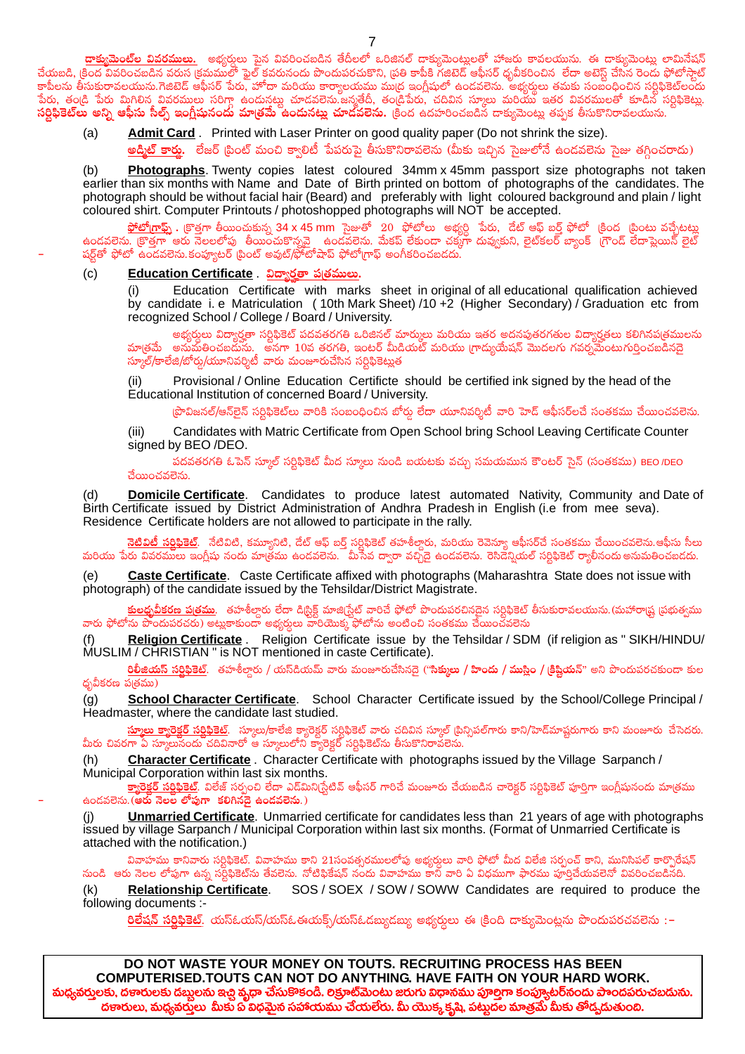**డాక్యుమెంట్ల వివరములు.** అభ్యర్థులు పైన వివరించబడిన తేదీలలో ఒరిజినల్ డాక్యుమెంట్లులతో హాజరు కావలయును. ఈ డాక్యుమెంట్లు లామినేషన్ చేయబడి, క్రింద వివరించబడిన వరుస క్రమములో ఫైల్ కవరునందు పొందుపరచుకొని, ప్రతి కాపీకి గజిటెడ్ ఆఫీసర్ ధృవీకరించిన లేదా అటెస్ట్ చేసిన రెండు ఫోటోస్టాట్ కాపీలను తీసుకురావలయును.గజిటెడ్ ఆఫీసర్ పేరు, హోదా మరియు కార్యాలయము ముద్ర ఇంగ్లీషులో ఉండవలెను. అభ్యర్థులు తమకు సంబంధించిన సర్టిఫికెట్లందు పేరు, తండ్రి పేరు మిగిలిన వివరములు సరిగ్గా ఉండునట్లు చూడవలెను.జన్మతేదీ, తండ్రిపేరు, చదివిన స్కూలు మరియు ఇతర వివరములతో కూడిన సర్టిఫికెట్లు, **సర్టిఫికెట్లు అన్ని ఆఫీసు సీల్సు ఇంగ్లీషునందు మాత్రమే ఉండునట్లు చూడవలెను.** క్రింద ఉదహరించబడిన డాక్యుమెంట్లు తప్పక తీసుకొనిరావలయును.

(a) **Admit Card**. Printed with Laser Printer on good quality paper (Do not shrink the size).

**అడ్మిట్ కార్డు.** లేజర్ ప్రింట్ మంచి క్వాలిటీ పేపరుపై తీసుకొనిరావలెను (మీకు ఇచ్చిన సైజులోనే ఉండవలెను సైజు తగ్గించరాదు)

(b) **Photographs**. Twenty copies latest coloured 34mm x 45mm passport size photographs not taken earlier than six months with Name and Date of Birth printed on bottom of photographs of the candidates. The photograph should be without facial hair (Beard) and preferably with light coloured background and plain / light coloured shirt. Computer Printouts / photoshopped photographs will NOT be accepted.

**ఫోటోగ్రాఫ్స్ .** క్రొత్తగా తీయించుకున్న 34 x 45 mm సైజుతో 20 ఫోటోలు అభ్యర్థి పేరు, డేట్ ఆఫ్ బర్త్ ఫోటో క్రింద ప్రింటు వచ్చేటట్లు ఉండవలెను. క్రొత్తగా ఆరు నెలలలోపు తీయించుకొన్నవై ఉండవలెను. మేకప్ లేకుండా చక్కగా దువ్వుకుని, లైట్‌కలర్ బ్యాంక్ గ్రౌండ్ లేదాప్లెయిన్ లైట్ షర్ట్‌తో ఫోటో ఉండవలెను.కంప్యూటర్ ప్రింట్ అవుట్/ఫోటోషాప్ ఫోటోగ్రాఫ్ అంగీకరించబడదు.

(c) **Education Certificate**. **విద్యార్హతా పత్రములు.**

(i) Education Certificate with marks sheet in original of all educational qualification achieved by candidate i. e Matriculation ( 10th Mark Sheet) /10 +2 (Higher Secondary) / Graduation etc from recognized School / College / Board / University.

అభ్యర్థులు విద్యార్హతా సర్టిఫికెట్ పదవతరగతి ఒరిజినల్ మార్కులు మరియు ఇతర అదనపుతరగతుల విద్యార్హతలు కలిగినపత్రములను మాత్రమే అనుమతించబడును. అనగా 10వ తరగతి, ఇంటర్ మీడియట్ మరియు గ్రాడ్యుయేషన్ మొదలగు గవర్నమెంటుగుర్తించబడినదై స్కూల్/కాలేజ్/బోర్డు/యూనివర్శిటీ వారు మంజూరుచేసిన సర్టిఫికెట్లుత

(ii) Provisional / Online Education Certificte should be certified ink signed by the head of the Educational Institution of concerned Board / University.

ప్రొవిజనల్/ఆన్‌లైన్ సర్టిఫికెట్‌లు వారికి సంబంధించిన బోర్డు లేదా యూనివర్శిటీ వారి హెడ్ ఆఫీసర్‌లచే సంతకము చేయించవలెను.

(iii) Candidates with Matric Certificate from Open School bring School Leaving Certificate Counter signed by BEO /DEO.

పదవతరగతి ఓపెన్ స్కూల్ సర్టిఫికెట్ మీద స్కూలు నుండి బయటకు వచ్చు సమయమున కౌంటర్ సైన్ (సంతకము) BEO /DEO చేయించవలెను.

(d) **Domicile Certificate**. Candidates to produce latest automated Nativity, Community and Date of Birth Certificate issued by District Administration of Andhra Pradesh in English (i.e from mee seva). Residence Certificate holders are not allowed to participate in the rally.

**నేటివిటీ సర్టిఫికెట్.** నేటివిటి, కమ్యూనిటి, డేట్ ఆఫ్ బర్త్ సర్టిఫికెట్ తహశీల్దారు, మరియు రెవెన్యూ ఆఫీసర్‌చే సంతకము చేయించవలెను.ఆఫీసు సీలు మరియు పేరు వివరములు ఇంగ్లీషు నందు మాత్రము ఉండవలెను. మీసేవ ద్వారా వచ్చినదై ఉండవలెను. రెసిడెన్షియల్ సర్టిఫికెట్ ర్యాలీనందు అనుమతించబడదు.

(e) **Caste Certificate**. Caste Certificate affixed with photographs (Maharashtra State does not issue with photograph) of the candidate issued by the Tehsildar/District Magistrate.

**కులధృవీకరణ పత్రము.** తహశీల్దారు లేదా డిస్ట్రిక్ట్ మాజిస్ట్రేట్ వారిచే ఫోటో పొందుపరచినదైన సర్టిఫికెట్ తీసుకురావలయును.(మహారాష్ట్ర ప్రభుత్వము వారు ఫోటోను పొందుపరచరు) అట్లుకాకుండా అభ్యర్థులు వారియొక్క ఫోటోను అంటించి సంతకము చేయించవలెను

(f) **Religion Certificate**. Religion Certificate issue by the Tehsildar / SDM (if religion as " SIKH/HINDU/ MUSLIM / CHRISTIAN " is NOT mentioned in caste Certificate).

**రిలీజియస్ సర్టిఫికెట్.** తహశీల్దారు / యస్‌డియమ్ వారు మంజూరుచేసినదై ("**సిక్కులు / హిందు / ముస్లిం / క్రిష్టియన్**" అని పొందుపరచకుండా కుల ధృవీకరణ పత్రము)

(g) **School Character Certificate**. School Character Certificate issued by the School/College Principal / Headmaster, where the candidate last studied.

**స్కూలు క్యారెక్టర్ సర్టిఫికెట్.** స్కూలు/కాలేజి క్యారెక్టర్ సర్టిఫికెట్ వారు చదివిన స్కూల్ ప్రిన్సిపల్‌గారు కాని/హెడ్‌మాష్టరుగారు కాని మంజూరు చేసెదరు. మీరు చివరగా ఏ స్కూలునందు చదివినారో ఆ స్కూలులోని క్యారెక్టర్ సర్టిఫికెట్‌ను తీసుకొనిరావలెను.

(h) **Character Certificate**. Character Certificate with photographs issued by the Village Sarpanch / Municipal Corporation within last six months.

**క్యారెక్టర్ సర్టిఫికెట్.** విలేజ్ సర్పంచి లేదా ఎడ్మినిస్ట్రేటివ్ ఆఫీసర్ గారిచే మంజూరు చేయబడిన చారెక్టర్ సర్టిఫికెట్ పూర్తిగా ఇంగ్లీషునందు మాత్రము ఉండవలెను.(**ఆరు నెలల లోపుగా కలిగినదై ఉండవలెను.**)

(j) **Unmarried Certificate**. Unmarried certificate for candidates less than 21 years of age with photographs issued by village Sarpanch / Municipal Corporation within last six months. (Format of Unmarried Certificate is attached with the notification.)

వివాహము కానివారు సర్టిఫికెట్. వివాహము కాని 21సంవత్సరములలోపు అభ్యర్థులు వారి ఫోటో మీద విలేజి సర్పంచ్ కాని, మునిసిపల్ కార్పొరేషన్ నుండి ఆరు నెలల లోపుగా ఉన్న సర్టిఫికెట్‌ను తేవలెను. నోటిఫికేషన్ నందు వివాహము కాని వారి ఏ విధముగా ఫారము పూర్తిచేయవలెనో వివరించబడినది.

(k) **Relationship Certificate**. SOS / SOEX / SOW / SOWW Candidates are required to produce the following documents :-

**రిలేషన్ సర్టిఫికెట్.** యస్ఓయస్/యస్ఓఈయక్స్/యస్ఓడబ్ల్యుడబ్ల్యు అభ్యర్థులు ఈ క్రింది డాక్యుమెంట్లను పొందుపరచవలెను :-

**DO NOT WASTE YOUR MONEY ON TOUTS. RECRUITING PROCESS HAS BEEN COMPUTERISED.TOUTS CAN NOT DO ANYTHING. HAVE FAITH ON YOUR HARD WORK.**
**మధ్యవర్తులకు, దళారులకు డబ్బులను ఇచ్చి వృధా చేసుకొనకండి. రిక్రూట్‌మెంటు జరుగు విధానము పూర్తిగా కంప్యూటర్‌నందు పొందపరుచబడును. దళారులు, మధ్యవర్తులు మీకు ఏ విధమైన సహాయము చేయలేరు. మీ యొక్క కృషి, పట్టుదల మాత్రమే మీకు తోడ్పడుతుంది.**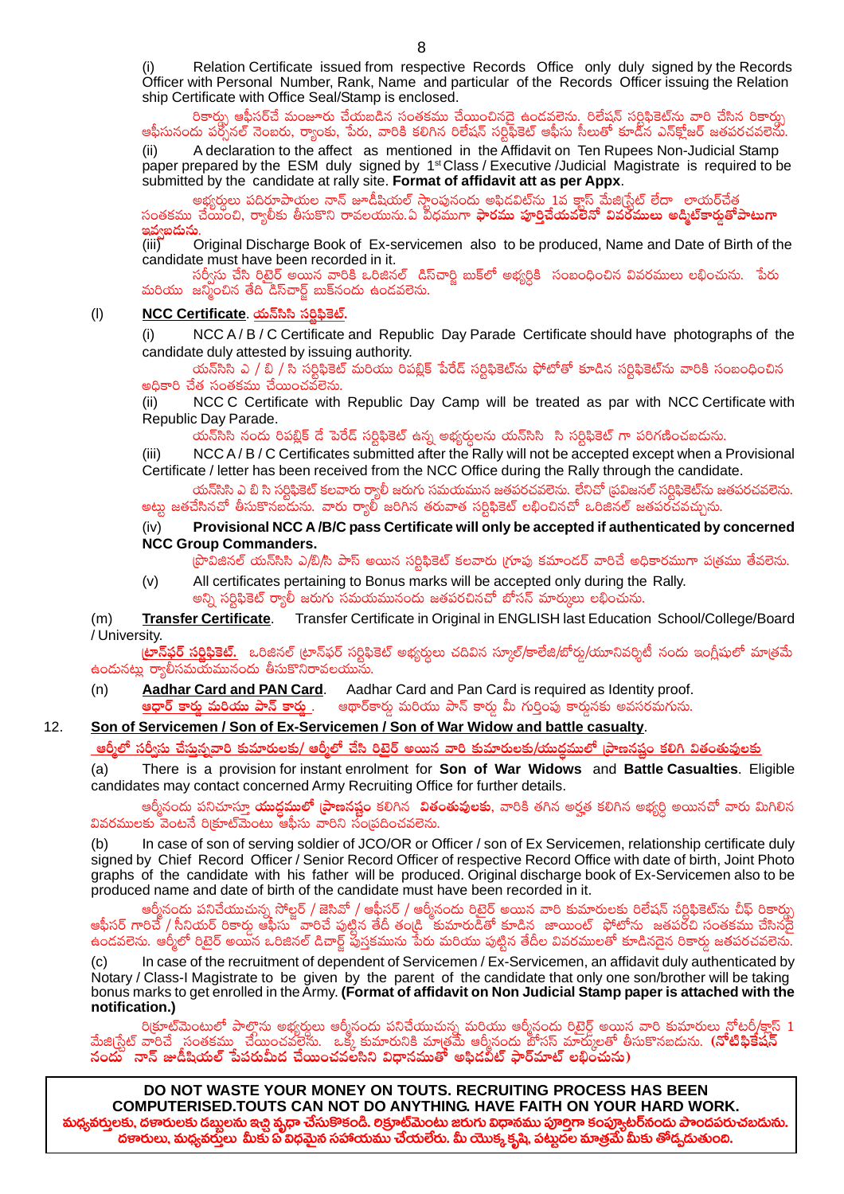(i) Relation Certificate issued from respective Records Office only duly signed by the Records Officer with Personal Number, Rank, Name and particular of the Records Officer issuing the Relation ship Certificate with Office Seal/Stamp is enclosed.

రికార్డు ఆఫీసర్‌చే మంజూరు చేయబడిన సంతకము చేయించినదై ఉండవలెను. రిలేషన్ సర్టిఫికెట్‌ను వారి చేసిన రికార్డు ఆఫీసునందు పర్సనల్ నెంబరు, ర్యాంకు, పేరు, వారికి కలిగిన రిలేషన్ సర్టిఫికెట్ ఆఫీసు సీలుతో కూడిన ఎన్‌క్లోజర్ జతపరచవలెను.

(ii) A declaration to the affect as mentioned in the Affidavit on Ten Rupees Non-Judicial Stamp paper prepared by the ESM duly signed by 1st Class / Executive /Judicial Magistrate is required to be submitted by the candidate at rally site. **Format of affidavit att as per Appx**.

అభ్యర్థులు పదిరూపాయల నాన్ జూడీషియల్ స్టాంపునందు అఫిడవిట్‌ను 1వ క్లాస్ మేజిస్ట్రేట్ లేదా లాయర్‌చేత సంతకము చేయించి, ర్యాలీకు తీసుకొని రావలయును.ఏ విధముగా **ఫారము పూర్తిచేయవలెనో వివరములు అడ్మిట్‌కార్డుతోపాటుగా ఇవ్వబడును.**

(iii) Original Discharge Book of Ex-servicemen also to be produced, Name and Date of Birth of the candidate must have been recorded in it.

సర్వీసు చేసి రిటైర్ అయిన వారికి ఒరిజినల్ డిస్‌చార్జ్ బుక్‌లో అభ్యర్థికి సంబంధించిన వివరములు లభించును. పేరు మరియు జన్మించిన తేది డిస్‌చార్జ్ బుక్‌నందు ఉండవలెను.

(l) **<u>NCC Certificate</u>. <u>యన్‌సిసి సర్టిఫికెట్.</u>**

(i) NCC A / B / C Certificate and Republic Day Parade Certificate should have photographs of the candidate duly attested by issuing authority.

యన్‌సిసి ఎ / బి / సి సర్టిఫికెట్ మరియు రిపబ్లిక్ పేరేడ్ సర్టిఫికెట్‌ను ఫోటోతో కూడిన సర్టిఫికెట్‌ను వారికి సంబంధించిన అధికారి చేత సంతకము చేయించవలెను.

(ii) NCC C Certificate with Republic Day Camp will be treated as par with NCC Certificate with Republic Day Parade.

యన్‌సిసి నందు రిపబ్లిక్ డే పెరేడ్ సర్టిఫికెట్ ఉన్న అభ్యర్థులను యన్‌సిసి సి సర్టిఫికెట్ గా పరిగణించబడును.

(iii) NCC A / B / C Certificates submitted after the Rally will not be accepted except when a Provisional Certificate / letter has been received from the NCC Office during the Rally through the candidate.

యన్‌సిసి ఎ బి సి సర్టిఫికెట్ కలవారు ర్యాలీ జరుగు సమయమున జతపరచవలెను. లేనిచో ప్రవిజనల్ సర్టిఫికెట్‌ను జతపరచవలెను. అట్టు జతచేసినచో తీసుకొనబడును. వారు ర్యాలీ జరిగిన తరువాత సర్టిఫికెట్ లభించినచో ఒరిజినల్ జతపరచవచ్చును.

(iv) **Provisional NCC A /B/C pass Certificate will only be accepted if authenticated by concerned NCC Group Commanders.**

ప్రొవిజినల్ యన్‌సిసి ఎ/బి/సి పాస్ అయిన సర్టిఫికెట్ కలవారు గ్రూపు కమాండర్ వారిచే అధికారముగా పత్రము తేవలెను.

(v) All certificates pertaining to Bonus marks will be accepted only during the Rally.

అన్ని సర్టిఫికెట్ ర్యాలీ జరుగు సమయమునందు జతపరచినచో బోనస్ మార్కులు లభించును.

(m) **<u>Transfer Certificate</u>**. Transfer Certificate in Original in ENGLISH last Education School/College/Board / University.

**<u>ట్రాన్‌ఫర్ సర్టిఫికెట్.</u>** ఒరిజినల్ ట్రాన్‌ఫర్ సర్టిఫికెట్ అభ్యర్థులు చదివిన స్కూల్/కాలేజి/బోర్డు/యూనివర్శిటీ నందు ఇంగ్లీషులో మాత్రమే ఉండునట్లు ర్యాలీసమయమునందు తీసుకొనిరావలయును.

(n) **<u>Aadhar Card and PAN Card</u>**. Aadhar Card and Pan Card is required as Identity proof.

**<u>ఆధార్ కార్డు మరియు పాన్ కార్డు</u>** . ఆధార్‌కార్డు మరియు పాన్ కార్డు మీ గుర్తింపు కార్డునకు అవసరమగును.

12. **<u>Son of Servicemen / Son of Ex-Servicemen / Son of War Widow and battle casualty</u>**.

**<u>ఆర్మీలో సర్వీసు చేస్తున్నవారి కుమారులకు/ ఆర్మీలో చేసి రిటైర్ అయిన వారి కుమారులకు/యుద్ధములో ప్రాణనష్టం కలిగి వితంతువులకు</u>**

(a) There is a provision for instant enrolment for **Son of War Widows** and **Battle Casualties**. Eligible candidates may contact concerned Army Recruiting Office for further details.

ఆర్మీనందు పనిచూస్తూ **యుద్ధములో ప్రాణనష్టం** కలిగిన **వితంతువులకు**, వారికి తగిన అర్హత కలిగిన అభ్యర్థి అయినచో వారు మిగిలిన వివరములకు వెంటనే రిక్రూట్‌మెంటు ఆఫీసు వారిని సంప్రదించవలెను.

(b) In case of son of serving soldier of JCO/OR or Officer / son of Ex Servicemen, relationship certificate duly signed by Chief Record Officer / Senior Record Officer of respective Record Office with date of birth, Joint Photo graphs of the candidate with his father will be produced. Original discharge book of Ex-Servicemen also to be produced name and date of birth of the candidate must have been recorded in it.

ఆర్మీనందు పనిచేయుచున్న సోల్జర్ / జెసిఓ / ఆఫీసర్ / ఆర్మీనందు రిటైర్ అయిన వారి కుమారులకు రిలేషన్ సర్టిఫికెట్‌ను చీఫ్ రికార్డు ఆఫీసర్ గారిచే / సీనియర్ రికార్డు ఆఫీసు వారిచే పుట్టిన తేదీ తండ్రి కుమారుడితో కూడిన జాయింట్ ఫోటోను జతపరచి సంతకము చేసినదై ఉండవలెను. ఆర్మీలో రిటైర్ అయిన ఒరిజినల్ డిచార్జ్ పుస్తకమును పేరు మరియు పుట్టిన తేదీల వివరములతో కూడినదైన రికార్డు జతపరచవలెను.

(c) In case of the recruitment of dependent of Servicemen / Ex-Servicemen, an affidavit duly authenticated by Notary / Class-I Magistrate to be given by the parent of the candidate that only one son/brother will be taking bonus marks to get enrolled in the Army. **(Format of affidavit on Non Judicial Stamp paper is attached with the notification.)**

రిక్రూట్‌మెంటులో పాల్గొను అభ్యర్థులు ఆర్మీనందు పనిచేయుచున్న మరియు ఆర్మీనందు రిటైర్ అయిన వారి కుమారులు నోటరీ/క్లాస్ 1 మేజిస్ట్రేట్ వారిచే సంతకము చేయించవలెను. ఒక్క కుమారునికి మాత్రమే ఆర్మీనందు బోనస్ మార్కులతో తీసుకొనబడును. **(నోటిఫికేషన్ నందు నాన్ జుడీషియల్ పేపరుమీద చేయించవలసిన విధానముతో అఫిడవిట్ ఫార్మాట్ లభించును)**

**DO NOT WASTE YOUR MONEY ON TOUTS. RECRUITING PROCESS HAS BEEN COMPUTERISED.TOUTS CAN NOT DO ANYTHING. HAVE FAITH ON YOUR HARD WORK.**

**మధ్యవర్తులకు, దళారులకు డబ్బులను ఇచ్చి వృధా చేసుకొకండి. రిక్రూట్‌మెంటు జరుగు విధానము పూర్తిగా కంప్యూటర్‌నందు పొందపరుచబడును. దళారులు, మధ్యవర్తులు మీకు ఏ విధమైన సహాయము చేయలేరు. మీ యొక్క కృషి, పట్టుదల మాత్రమే మీకు తోడ్పడుతుంది.**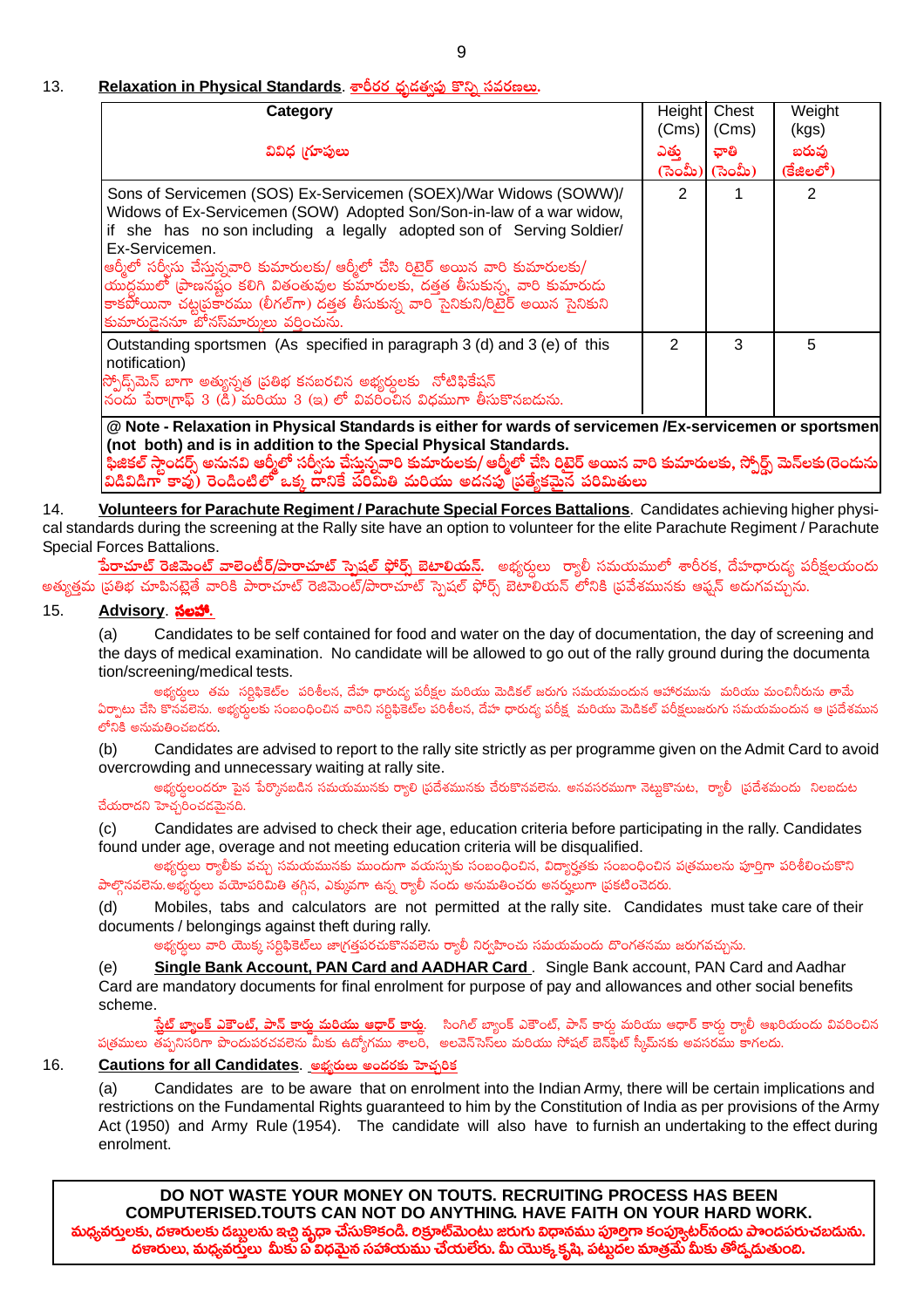13. **Relaxation in Physical Standards**. శారీరక ధృడత్వపు కొన్ని సవరణలు.

| Category<br>వివిధ గ్రూపులు | Height (Cms)<br>ఎత్తు (సెంమీ) | Chest (Cms)<br>ఛాతి (సెంమీ) | Weight (kgs)<br>బరువు (కేజిలలో) |
|---|---|---|---|
| Sons of Servicemen (SOS) Ex-Servicemen (SOEX)/War Widows (SOWW)/ Widows of Ex-Servicemen (SOW) Adopted Son/Son-in-law of a war widow, if she has no son including a legally adopted son of Serving Soldier/ Ex-Servicemen.<br>ఆర్మీలో సర్వీసు చేస్తున్నవారి కుమారులకు/ ఆర్మీలో చేసి రిటైర్ అయిన వారి కుమారులకు/ యుద్ధములో ప్రాణనష్టం కలిగి వితంతువుల కుమారులకు, దత్తత తీసుకున్న, వారి కుమారుడు కాకపోయినా చట్టప్రకారము (లీగల్‌గా) దత్తత తీసుకున్న వారి సైనికుని/రిటైర్ అయిన సైనికుని కుమారుడైననూ బోనస్‌మార్కులు వర్తించును. | 2 | 1 | 2 |
| Outstanding sportsmen (As specified in paragraph 3 (d) and 3 (e) of this notification)<br>స్పోర్ట్స్‌మెన్ బాగా అత్యున్నత ప్రతిభ కనబరచిన అభ్యర్ధులకు నోటిఫికేషన్ నందు పేరాగ్రాఫ్ 3 (డి) మరియు 3 (ఇ) లో వివరించిన విధముగా తీసుకొనబడును. | 2 | 3 | 5 |

**@ Note - Relaxation in Physical Standards is either for wards of servicemen /Ex-servicemen or sportsmen (not both) and is in addition to the Special Physical Standards.**
**ఫిజికల్ స్టాండర్డ్ అనునవి ఆర్మీలో సర్వీసు చేస్తున్నవారి కుమారులకు/ ఆర్మీలో చేసి రిటైర్ అయిన వారి కుమారులకు, స్పోర్ట్స్ మెన్‌లకు (రెండును విడివిడిగా కావు) రెండింటిలో ఒక్క దానికే పరిమితి మరియు అదనపు ప్రత్యేకమైన పరిమితులు**

14. **Volunteers for Parachute Regiment / Parachute Special Forces Battalions**. Candidates achieving higher physical standards during the screening at the Rally site have an option to volunteer for the elite Parachute Regiment / Parachute Special Forces Battalions.

**పేరాచూట్ రెజిమెంట్ వాలెంటీర్/పారాచూట్ స్పెషల్ ఫోర్స్ బెటాలియన్.** అభ్యర్ధులు ర్యాలీ సమయములో శారీరక, దేహధారుడ్య పరీక్షలయందు అత్యుత్తమ ప్రతిభ చూపినట్లైతే వారికి పారాచూట్ రెజిమెంట్/పారాచూట్ స్పెషల్ ఫోర్స్ బెటాలియన్ లోనికి ప్రవేశమునకు ఆప్షన్ అడుగవచ్చును.

15. **Advisory**. సలహా.

(a) Candidates to be self contained for food and water on the day of documentation, the day of screening and the days of medical examination. No candidate will be allowed to go out of the rally ground during the documentation/screening/medical tests.

అభ్యర్ధులు తమ సర్టిఫికెట్ల పరిశీలన, దేహ ధారుడ్య పరీక్షల మరియు మెడికల్ జరుగు సమయమందున ఆహారమును మరియు మంచినీరును తామే ఏర్పాటు చేసి కొనవలెను. అభ్యర్ధులకు సంబంధించిన వారిని సర్టిఫికెట్ల పరిశీలన, దేహ ధారుడ్య పరీక్ష మరియు మెడికల్ పరీక్షలుజరుగు సమయమందున ఆ ప్రదేశమున లోనికి అనుమతించబడరు.

(b) Candidates are advised to report to the rally site strictly as per programme given on the Admit Card to avoid overcrowding and unnecessary waiting at rally site.

అభ్యర్ధులందరూ పైన పేర్కొనబడిన సమయమునకు ర్యాలి ప్రదేశమునకు చేరుకొనవలెను. అనవసరముగా నెట్టుకొనుట, ర్యాలీ ప్రదేశమందు నిలబడుట చేయరాదని హెచ్చరించడమైనది.

(c) Candidates are advised to check their age, education criteria before participating in the rally. Candidates found under age, overage and not meeting education criteria will be disqualified.

అభ్యర్ధులు ర్యాలీకు వచ్చు సమయమునకు ముందుగా వయస్సుకు సంబంధించిన, విద్యార్హతకు సంబంధించిన పత్రములను పూర్తిగా పరిశీలించుకొని పాల్గొనవలెను. అభ్యర్ధులు వయోపరిమితి తగ్గిన, ఎక్కువగా ఉన్న ర్యాలీ నందు అనుమతించరు అనర్హులుగా ప్రకటించెదరు.

(d) Mobiles, tabs and calculators are not permitted at the rally site. Candidates must take care of their documents / belongings against theft during rally.

అభ్యర్ధులు వారి యొక్క సర్టిఫికెట్లు జాగ్రత్తపరచుకొనవలెను ర్యాలీ నిర్వహించు సమయమందు దొంగతనము జరుగవచ్చును.

(e) **Single Bank Account, PAN Card and AADHAR Card** . Single Bank account, PAN Card and Aadhar Card are mandatory documents for final enrolment for purpose of pay and allowances and other social benefits scheme.

**స్టేట్ బ్యాంక్ ఎకౌంట్, పాన్ కార్డు మరియు ఆధార్ కార్డు.** సింగిల్ బ్యాంక్ ఎకౌంట్, పాన్ కార్డు మరియు ఆధార్ కార్డు ర్యాలీ ఆఖరియందు వివరించిన పత్రములు తప్పనిసరిగా పొందుపరచవలెను మీకు ఉద్యోగము శాలరి, అలవెన్‌సెస్‌లు మరియు సోషల్ బెన్‌ఫిట్ స్కీమ్‌నకు అవసరము కాగలదు.

16. **Cautions for all Candidates**. అభ్యర్ధులు అందరకు హెచ్చరిక

(a) Candidates are to be aware that on enrolment into the Indian Army, there will be certain implications and restrictions on the Fundamental Rights guaranteed to him by the Constitution of India as per provisions of the Army Act (1950) and Army Rule (1954). The candidate will also have to furnish an undertaking to the effect during enrolment.

**DO NOT WASTE YOUR MONEY ON TOUTS. RECRUITING PROCESS HAS BEEN COMPUTERISED.TOUTS CAN NOT DO ANYTHING. HAVE FAITH ON YOUR HARD WORK.**
**మధ్యవర్తులకు, దళారులకు డబ్బులను ఇచ్చి వృధా చేసుకొకండి. రిక్రూట్‌మెంటు జరుగు విధానము పూర్తిగా కంప్యూటర్‌నందు పొందపరుచబడును. దళారులు, మధ్యవర్తులు మీకు ఏ విధమైన సహాయము చేయలేరు. మీ యొక్క కృషి, పట్టుదల మాత్రమే మీకు తోడ్పడుతుంది.**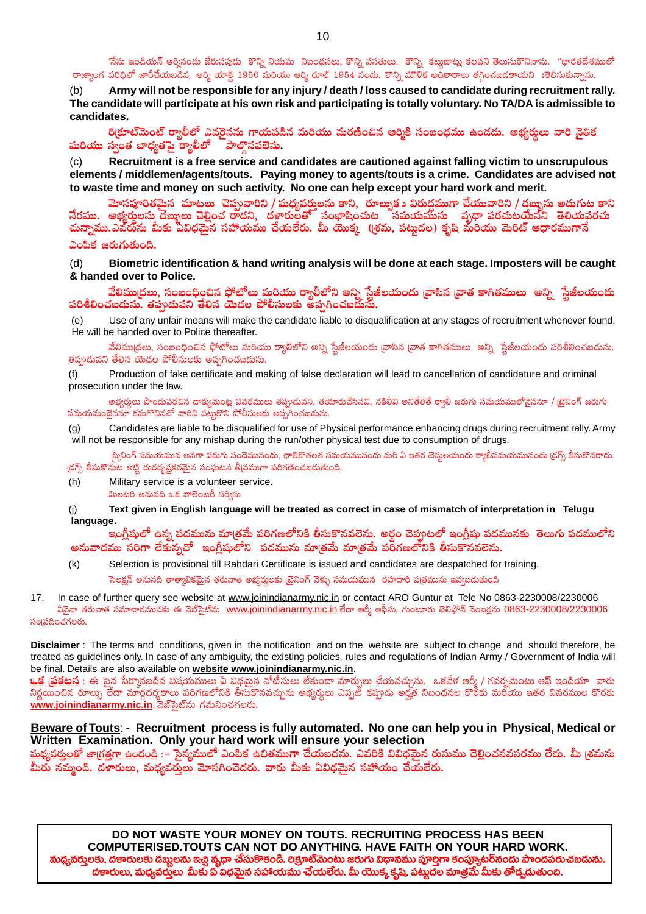'నేను ఇండియన్ ఆర్మీనందు జేరునపుడు కొన్ని నియమ నిబంధనలు, కొన్ని వసతులు, కొన్ని కట్టుబాట్లు కలవని తెలుసుకొనినాను. "భారతదేశములో రాజ్యాంగ పరిధిలో జారీచేయబడిన, ఆర్మీ యాక్ట్ 1950 మరియు ఆర్మీ రూల్ 1954 నందు. కొన్ని మౌళిక అధికారాలు తగ్గించబడతాయని :తెలిసుకున్నాను.

(b) **Army will not be responsible for any injury / death / loss caused to candidate during recruitment rally. The candidate will participate at his own risk and participating is totally voluntary. No TA/DA is admissible to candidates.**

**రిక్రూట్‌మెంట్ ర్యాలీలో ఎవరైనను గాయపడిన మరియు మరణించిన ఆర్మీకి సంబంధము ఉండదు. అభ్యర్థులు వారి నైతిక మరియు స్వంత బాధ్యతపై ర్యాలీలో పాల్గొనవలెను.**

(c) **Recruitment is a free service and candidates are cautioned against falling victim to unscrupulous elements / middlemen/agents/touts. Paying money to agents/touts is a crime. Candidates are advised not to waste time and money on such activity. No one can help except your hard work and merit.**

**మోసపూరితమైన మాటలు చెప్పువారిని / మధ్యవర్తులను కాని, రూల్సుకు విరుద్ధముగా చేయువారిని / డబ్బును అడుగుట కాని నేరము. అభ్యర్థులను డబ్బులు చెల్లించ రాదని, దళారులతో సంభాషించుట సమయమును వృధా పరచుటయేనని తెలియపరచు చున్నాము. ఎవరును మీకు ఏవిధమైన సహాయము చేయలేరు. మీ యొక్క (శ్రమ, పట్టుదల) కృషి మరియు మెరిట్ ఆధారముగానే ఎంపిక జరుగుతుంది.**

(d) **Biometric identification & hand writing analysis will be done at each stage. Imposters will be caught & handed over to Police.**

**వేలిముద్రలు, సంబంధించిన ఫోటోలు మరియు ర్యాలీలోని అన్ని స్టేజీలయందు వ్రాసిన వ్రాత కాగితములు అన్ని స్టేజీలయందు పరిశీలించబడును. తప్పుడువని తేలిన యెడల పోలీసులకు అప్పగించబడును.**

(e) Use of any unfair means will make the candidate liable to disqualification at any stages of recruitment whenever found. He will be handed over to Police thereafter.

వేలిముద్రలు, సంబంధించిన ఫోటోలు మరియు ర్యాలీలోని అన్ని స్టేజీలయందు వ్రాసిన వ్రాత కాగితములు అన్ని స్టేజీలయందు పరిశీలించబడును. తప్పుడువని తేలిన యెడల పోలీసులకు అప్పగించబడును.

(f) Production of fake certificate and making of false declaration will lead to cancellation of candidature and criminal prosecution under the law.

అభ్యర్థులు పొందుపరచిన దాక్యుమెంట్ల వివరములు తప్పుడువని, తయారుచేసినవి, నకిలీవి అనితేలితే ర్యాలీ జరుగు సమయములోనైననూ / ట్రైనింగ్ జరుగు సమయమందైననూ కనుగొనినచో వారిని పట్టుకొని పోలీసులకు అప్పగించబడును.

(g) Candidates are liable to be disqualified for use of Physical performance enhancing drugs during recruitment rally. Army will not be responsible for any mishap during the run/other physical test due to consumption of drugs.

స్క్రినింగ్ సమయమున అనగా పరుగు పందెమునందు, ధాతికొతలత సమయమునందు మరి ఏ ఇతర టెస్టులయందు ర్యాలీసమయమునందు డ్రగ్స్ తీసుకొనరాదు. డ్రగ్స్ తీసుకొనుట అట్టి దురదృష్టకరమైన సంఘటన తీవ్రముగా పరిగణించబడుతుంది.

(h) Military service is a volunteer service.

మిలటరి అనునది ఒక వాలెంటరీ సర్వీసు

(j) **Text given in English language will be treated as correct in case of mismatch of interpretation in Telugu language.**

**ఇంగ్లీషులో ఉన్న పదమును మాత్రమే పరిగణలోనికి తీసుకొనవలెను. అర్థం చెప్పుటలో ఇంగ్లీషు పదమునకు తెలుగు పదములోని అనువాదము సరిగా లేకున్నచో ఇంగ్లీషులోని పదమును మాత్రమే మాత్రమే పరిగణలోనికి తీసుకొనవలెను.**

(k) Selection is provisional till Rahdari Certificate is issued and candidates are despatched for training.

సెలక్షన్ అనునది తాత్కాలికమైన తరువాత అభ్యర్థులకు ట్రైనింగ్ వెళ్ళు సమయమున రహదారి పత్రమును ఇవ్వబడుతుంది

17. In case of further query see website at www.joinindianarmy.nic.in or contact ARO Guntur at Tele No 0863-2230008/2230006

ఏవైనా తరువాత సమాచారమునకు ఈ వెబ్‌సైట్‌ను www.joinindianarmy.nic.in లేదా ఆర్మీ ఆఫీసు, గుంటూరు టెలిఫోన్ నెంబర్లను 0863-2230008/2230006 సంప్రదించగలరు.

**Disclaimer** : The terms and conditions, given in the notification and on the website are subject to change and should therefore, be treated as guidelines only. In case of any ambiguity, the existing policies, rules and regulations of Indian Army / Government of India will be final. Details are also available on **website www.joinindianarmy.nic.in**.

**ఒక ప్రకటన** : ఈ పైన పేర్కొనబడిన విషయములు ఏ విధమైన నోటీసులు లేకుండా మార్పులు చేయవచ్చును. ఒకవేళ ఆర్మీ / గవర్నమెంటు ఆఫ్ ఇండియా వారు నిర్ణయించిన రూల్సు లేదా మార్గదర్శకాలు పరిగణలోనికి తీసుకొనవచ్చును అభ్యర్థులు ఎప్పటి కప్పుడు అర్హత నిబంధనల కొరకు మరియు ఇతర వివరముల కొరకు **www.joinindianarmy.nic.in**. వెబ్‌సైట్‌ను గమనించగలరు.

**Beware of Touts**: - **Recruitment process is fully automated. No one can help you in Physical, Medical or Written Examination. Only your hard work will ensure your selection**

**మధ్యవర్తులతో జాగ్రత్తగా ఉండండి** :– **సైన్యములో ఎంపిక ఉచితముగా చేయబడను. ఎవరికి వివిధమైన రుసుము చెల్లించనవసరము లేదు. మీ శ్రమను మీరు నమ్మండి. దళారులు, మధ్యవర్తులు మోసగించెదరు. వారు మీకు ఏవిధమైన సహాయం చేయలేరు.**

**DO NOT WASTE YOUR MONEY ON TOUTS. RECRUITING PROCESS HAS BEEN COMPUTERISED.TOUTS CAN NOT DO ANYTHING. HAVE FAITH ON YOUR HARD WORK.**
**మధ్యవర్తులకు, దళారులకు డబ్బులను ఇచ్చి వృధా చేసుకొనకండి. రిక్రూట్‌మెంటు జరుగు విధానము పూర్తిగా కంప్యూటర్‌నందు పొందుపరుచబడును. దళారులు, మధ్యవర్తులు మీకు ఏ విధమైన సహాయము చేయలేరు. మీ యొక్క కృషి, పట్టుదల మాత్రమే మీకు తోడ్పడుతుంది.**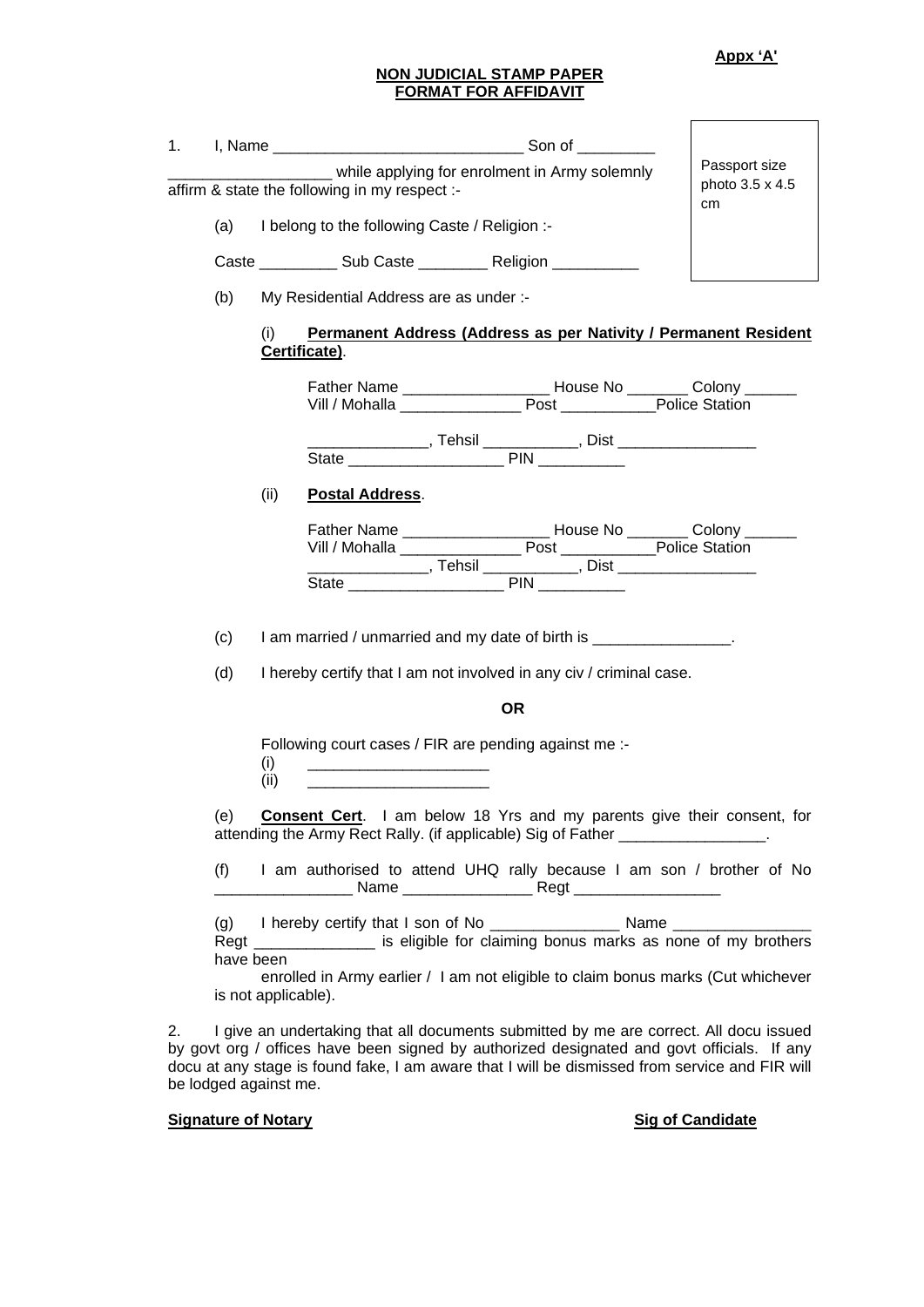**Appx 'A'**

**NON JUDICIAL STAMP PAPER**
**FORMAT FOR AFFIDAVIT**

Passport size photo 3.5 x 4.5 cm

1. I, Name _____________________________ Son of _________ ___________________ while applying for enrolment in Army solemnly affirm & state the following in my respect :-

   (a) I belong to the following Caste / Religion :-

   Caste _________ Sub Caste ________ Religion __________

   (b) My Residential Address are as under :-

   (i) **Permanent Address (Address as per Nativity / Permanent Resident Certificate)**.

   Father Name _________________ House No _______ Colony ______
   Vill / Mohalla ______________ Post ___________Police Station
   ______________, Tehsil ___________, Dist ________________
   State __________________ PIN __________

   (ii) **Postal Address**.

   Father Name _________________ House No _______ Colony ______
   Vill / Mohalla ______________ Post ___________Police Station
   ______________, Tehsil ___________, Dist ________________
   State __________________ PIN __________

   (c) I am married / unmarried and my date of birth is ________________.

   (d) I hereby certify that I am not involved in any civ / criminal case.

   **OR**

   Following court cases / FIR are pending against me :-
   (i) _____________________
   (ii) _____________________

   (e) **Consent Cert**. I am below 18 Yrs and my parents give their consent, for attending the Army Rect Rally. (if applicable) Sig of Father _________________.

   (f) I am authorised to attend UHQ rally because I am son / brother of No ________________ Name _______________ Regt _________________

   (g) I hereby certify that I son of No _______________ Name ________________ Regt ______________ is eligible for claiming bonus marks as none of my brothers have been enrolled in Army earlier / I am not eligible to claim bonus marks (Cut whichever is not applicable).

2. I give an undertaking that all documents submitted by me are correct. All docu issued by govt org / offices have been signed by authorized designated and govt officials. If any docu at any stage is found fake, I am aware that I will be dismissed from service and FIR will be lodged against me.

**Signature of Notary** **Sig of Candidate**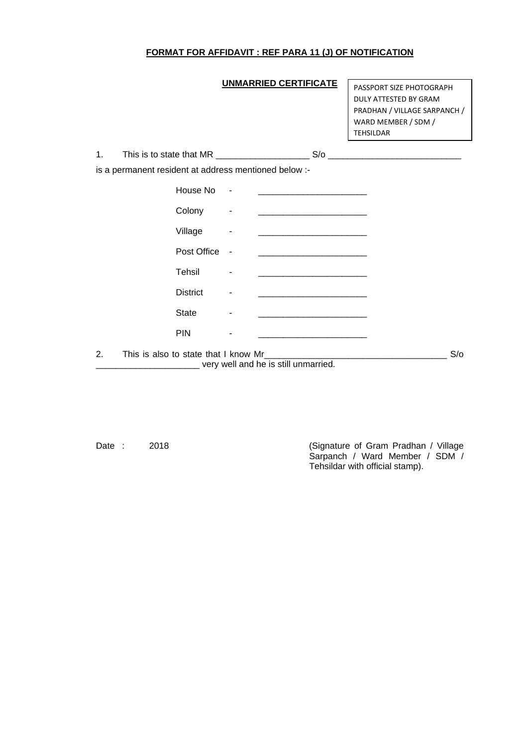**FORMAT FOR AFFIDAVIT : REF PARA 11 (J) OF NOTIFICATION**

**UNMARRIED CERTIFICATE**

PASSPORT SIZE PHOTOGRAPH DULY ATTESTED BY GRAM PRADHAN / VILLAGE SARPANCH / WARD MEMBER / SDM / TEHSILDAR

1. This is to state that MR ___________________ S/o ___________________________ is a permanent resident at address mentioned below :-

| | | |
|---|---|---|
| House No | - | ______________________ |
| Colony | - | ______________________ |
| Village | - | ______________________ |
| Post Office | - | ______________________ |
| Tehsil | - | ______________________ |
| District | - | ______________________ |
| State | - | ______________________ |
| PIN | - | ______________________ |

2. This is also to state that I know Mr_____________________________________ S/o _____________________ very well and he is still unmarried.

Date : 2018

(Signature of Gram Pradhan / Village Sarpanch / Ward Member / SDM / Tehsildar with official stamp).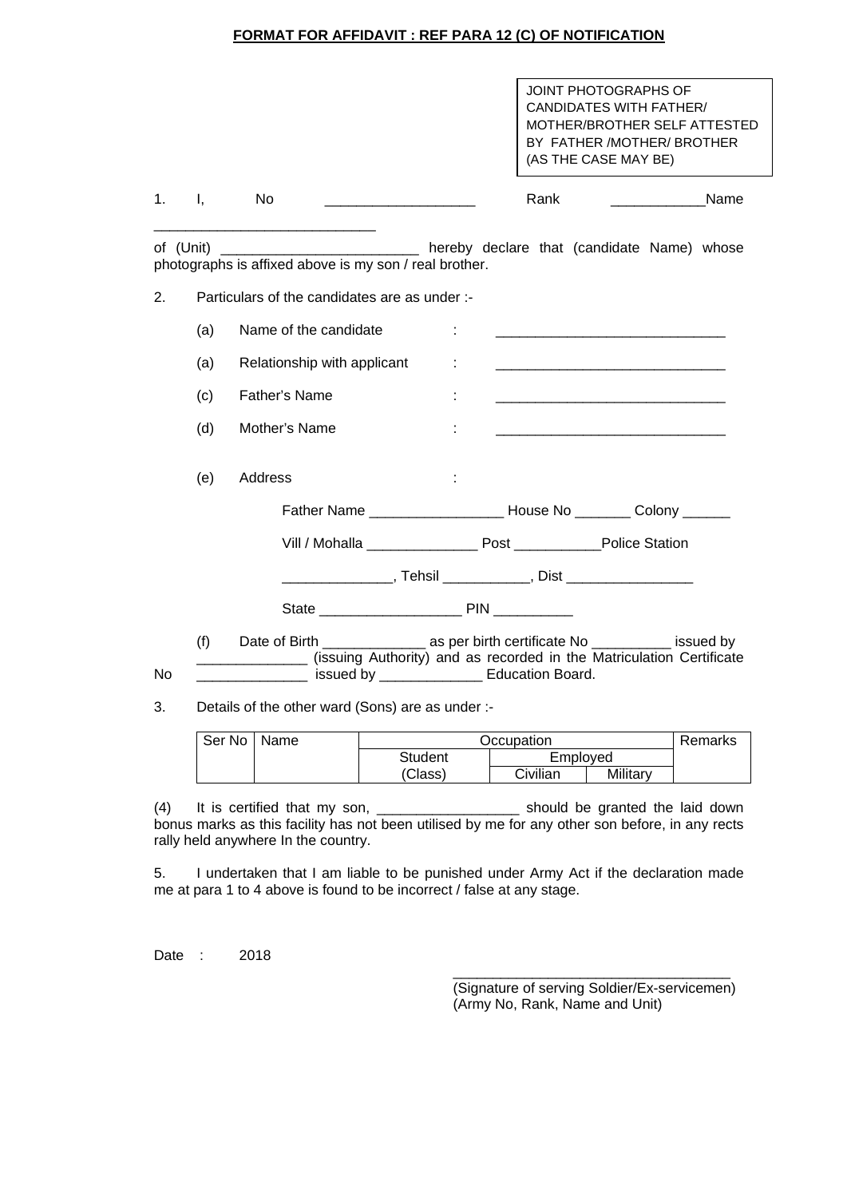**FORMAT FOR AFFIDAVIT : REF PARA 12 (C) OF NOTIFICATION**

JOINT PHOTOGRAPHS OF CANDIDATES WITH FATHER/ MOTHER/BROTHER SELF ATTESTED BY FATHER /MOTHER/ BROTHER (AS THE CASE MAY BE)

1. I, No ___________________ Rank ____________Name ____________________________ of (Unit) _________________________ hereby declare that (candidate Name) whose photographs is affixed above is my son / real brother.

2. Particulars of the candidates are as under :-

(a) Name of the candidate : ______________________________

(a) Relationship with applicant : ______________________________

(c) Father's Name : ______________________________

(d) Mother's Name : ______________________________

(e) Address :

Father Name _________________ House No _______ Colony ______

Vill / Mohalla ______________ Post ___________Police Station

______________, Tehsil ___________, Dist ________________

State __________________ PIN __________

(f) Date of Birth _____________ as per birth certificate No __________ issued by ______________ (issuing Authority) and as recorded in the Matriculation Certificate No ______________ issued by _____________ Education Board.

3. Details of the other ward (Sons) are as under :-

| Ser No | Name | Occupation | | | Remarks |
|---|---|---|---|---|---|
| | | Student | Employed | | |
| | | (Class) | Civilian | Military | |
| | | | | | |

(4) It is certified that my son, __________________ should be granted the laid down bonus marks as this facility has not been utilised by me for any other son before, in any rects rally held anywhere In the country.

5. I undertaken that I am liable to be punished under Army Act if the declaration made me at para 1 to 4 above is found to be incorrect / false at any stage.

Date : 2018

____________________________________
(Signature of serving Soldier/Ex-servicemen)
(Army No, Rank, Name and Unit)